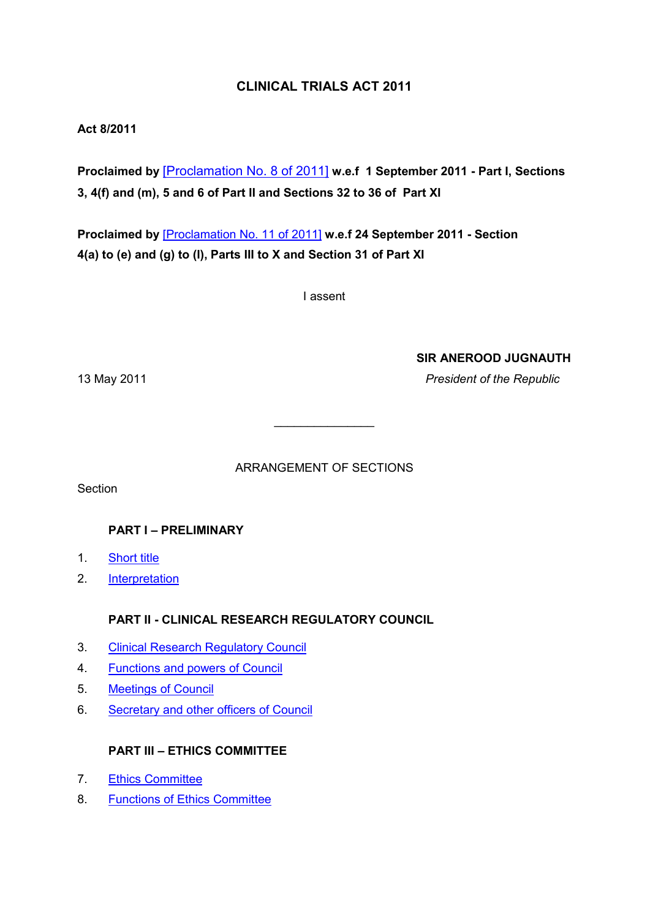# CLINICAL TRIALS ACT 2011

**Act 8/2011**

**Proclaimed by** [Proclamation No. 8 of 2011] **w.e.f 1 September 2011 - Part I, Sections 3, 4(f) and (m), 5 and 6 of Part II and Sections 32 to 36 of Part XI**

**Proclaimed by** [Proclamation No. 11 of 2011] **w.e.f 24 September 2011 - Section 4(a) to (e) and (g) to (l), Parts III to X and Section 31 of Part XI**

I assent

**SIR ANEROOD JUGNAUTH**

13 May 2011

*President of the Republic*

---

ARRANGEMENT OF SECTIONS

Section

**PART I – PRELIMINARY**

1. Short title
2. Interpretation

**PART II - CLINICAL RESEARCH REGULATORY COUNCIL**

3. Clinical Research Regulatory Council
4. Functions and powers of Council
5. Meetings of Council
6. Secretary and other officers of Council

**PART III – ETHICS COMMITTEE**

7. Ethics Committee
8. Functions of Ethics Committee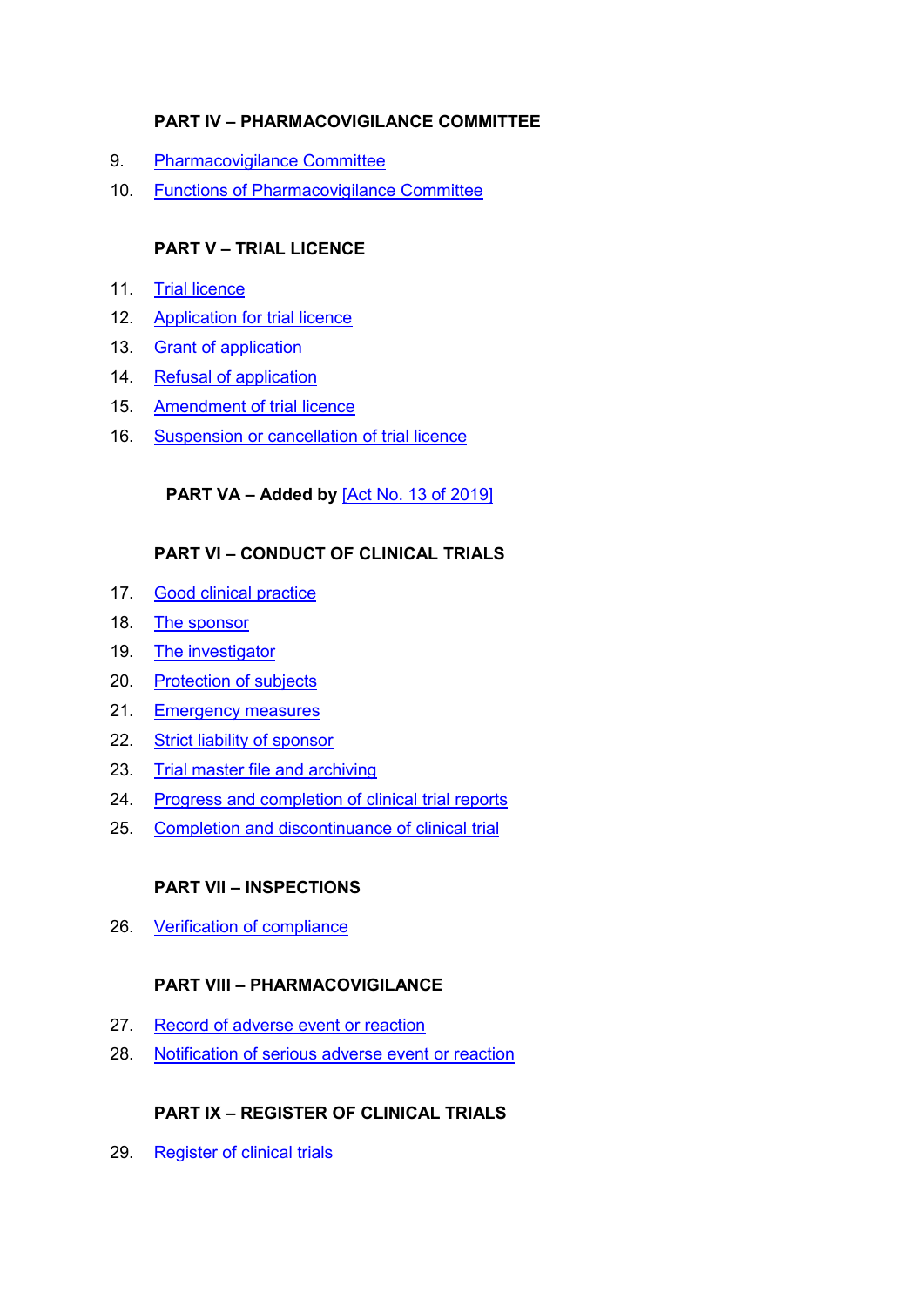**PART IV – PHARMACOVIGILANCE COMMITTEE**

9. Pharmacovigilance Committee
10. Functions of Pharmacovigilance Committee

**PART V – TRIAL LICENCE**

11. Trial licence
12. Application for trial licence
13. Grant of application
14. Refusal of application
15. Amendment of trial licence
16. Suspension or cancellation of trial licence

**PART VA – Added by** [Act No. 13 of 2019]

**PART VI – CONDUCT OF CLINICAL TRIALS**

17. Good clinical practice
18. The sponsor
19. The investigator
20. Protection of subjects
21. Emergency measures
22. Strict liability of sponsor
23. Trial master file and archiving
24. Progress and completion of clinical trial reports
25. Completion and discontinuance of clinical trial

**PART VII – INSPECTIONS**

26. Verification of compliance

**PART VIII – PHARMACOVIGILANCE**

27. Record of adverse event or reaction
28. Notification of serious adverse event or reaction

**PART IX – REGISTER OF CLINICAL TRIALS**

29. Register of clinical trials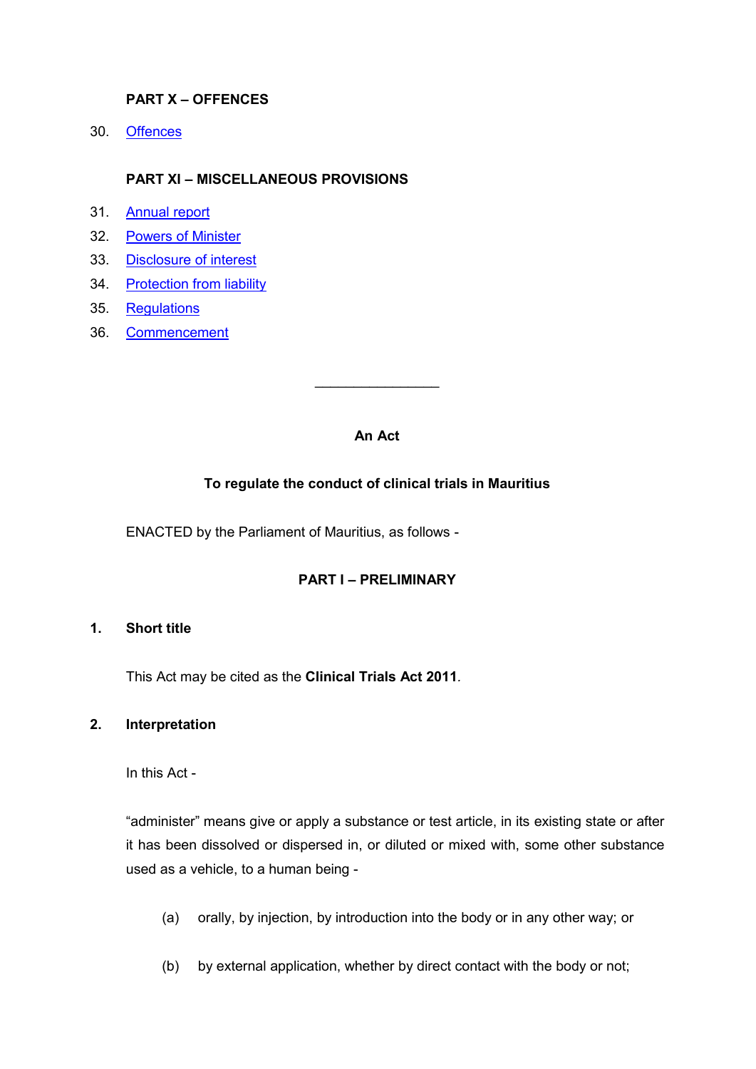**PART X – OFFENCES**

30. Offences

**PART XI – MISCELLANEOUS PROVISIONS**

31. Annual report
32. Powers of Minister
33. Disclosure of interest
34. Protection from liability
35. Regulations
36. Commencement

---

**An Act**

**To regulate the conduct of clinical trials in Mauritius**

ENACTED by the Parliament of Mauritius, as follows -

**PART I – PRELIMINARY**

**1. Short title**

This Act may be cited as the **Clinical Trials Act 2011**.

**2. Interpretation**

In this Act -

"administer" means give or apply a substance or test article, in its existing state or after it has been dissolved or dispersed in, or diluted or mixed with, some other substance used as a vehicle, to a human being -

(a) orally, by injection, by introduction into the body or in any other way; or

(b) by external application, whether by direct contact with the body or not;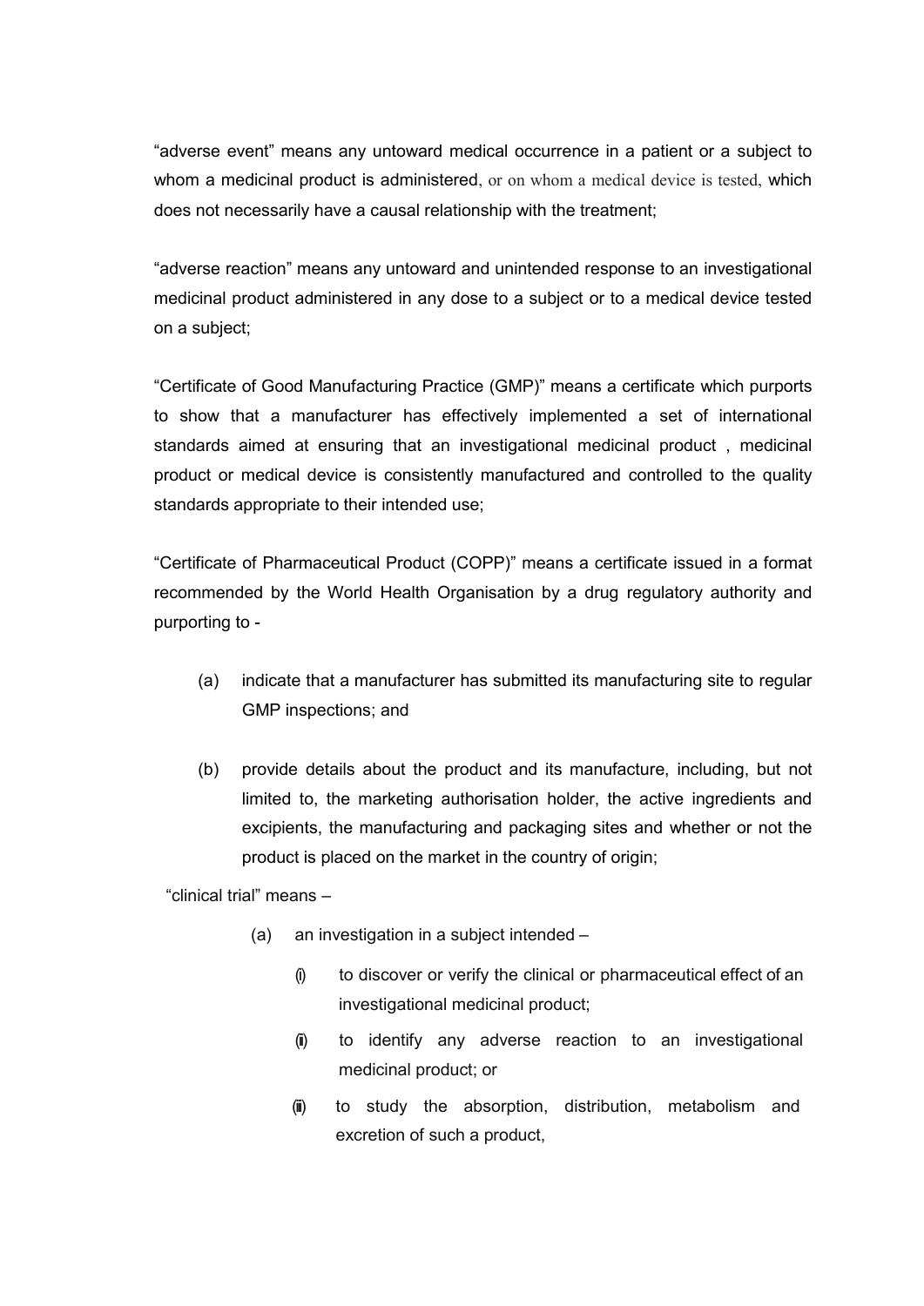"adverse event" means any untoward medical occurrence in a patient or a subject to whom a medicinal product is administered, or on whom a medical device is tested, which does not necessarily have a causal relationship with the treatment;

"adverse reaction" means any untoward and unintended response to an investigational medicinal product administered in any dose to a subject or to a medical device tested on a subject;

"Certificate of Good Manufacturing Practice (GMP)" means a certificate which purports to show that a manufacturer has effectively implemented a set of international standards aimed at ensuring that an investigational medicinal product , medicinal product or medical device is consistently manufactured and controlled to the quality standards appropriate to their intended use;

"Certificate of Pharmaceutical Product (COPP)" means a certificate issued in a format recommended by the World Health Organisation by a drug regulatory authority and purporting to -

(a) indicate that a manufacturer has submitted its manufacturing site to regular GMP inspections; and

(b) provide details about the product and its manufacture, including, but not limited to, the marketing authorisation holder, the active ingredients and excipients, the manufacturing and packaging sites and whether or not the product is placed on the market in the country of origin;

"clinical trial" means –

(a) an investigation in a subject intended –

(i) to discover or verify the clinical or pharmaceutical effect of an investigational medicinal product;

(ii) to identify any adverse reaction to an investigational medicinal product; or

(iii) to study the absorption, distribution, metabolism and excretion of such a product,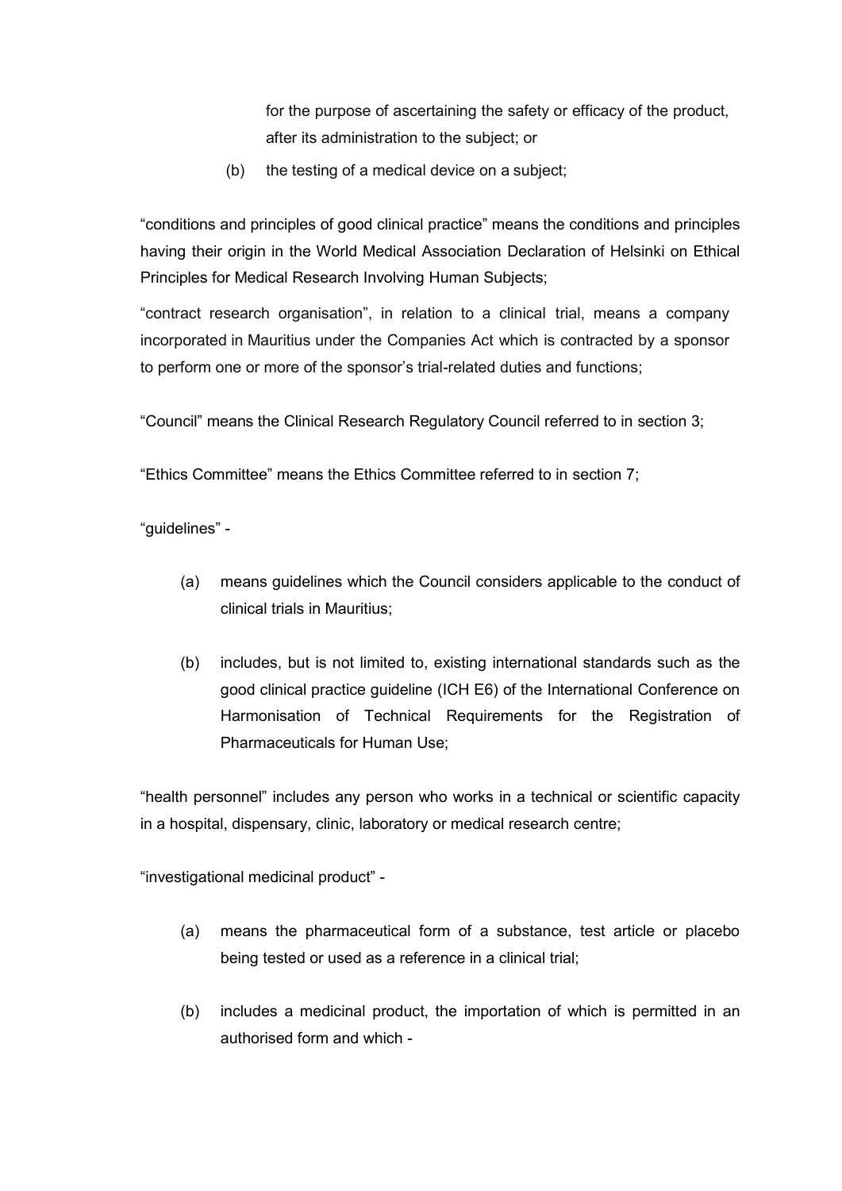for the purpose of ascertaining the safety or efficacy of the product, after its administration to the subject; or

(b) the testing of a medical device on a subject;

"conditions and principles of good clinical practice" means the conditions and principles having their origin in the World Medical Association Declaration of Helsinki on Ethical Principles for Medical Research Involving Human Subjects;

"contract research organisation", in relation to a clinical trial, means a company incorporated in Mauritius under the Companies Act which is contracted by a sponsor to perform one or more of the sponsor's trial-related duties and functions;

"Council" means the Clinical Research Regulatory Council referred to in section 3;

"Ethics Committee" means the Ethics Committee referred to in section 7;

"guidelines" -

(a) means guidelines which the Council considers applicable to the conduct of clinical trials in Mauritius;

(b) includes, but is not limited to, existing international standards such as the good clinical practice guideline (ICH E6) of the International Conference on Harmonisation of Technical Requirements for the Registration of Pharmaceuticals for Human Use;

"health personnel" includes any person who works in a technical or scientific capacity in a hospital, dispensary, clinic, laboratory or medical research centre;

"investigational medicinal product" -

(a) means the pharmaceutical form of a substance, test article or placebo being tested or used as a reference in a clinical trial;

(b) includes a medicinal product, the importation of which is permitted in an authorised form and which -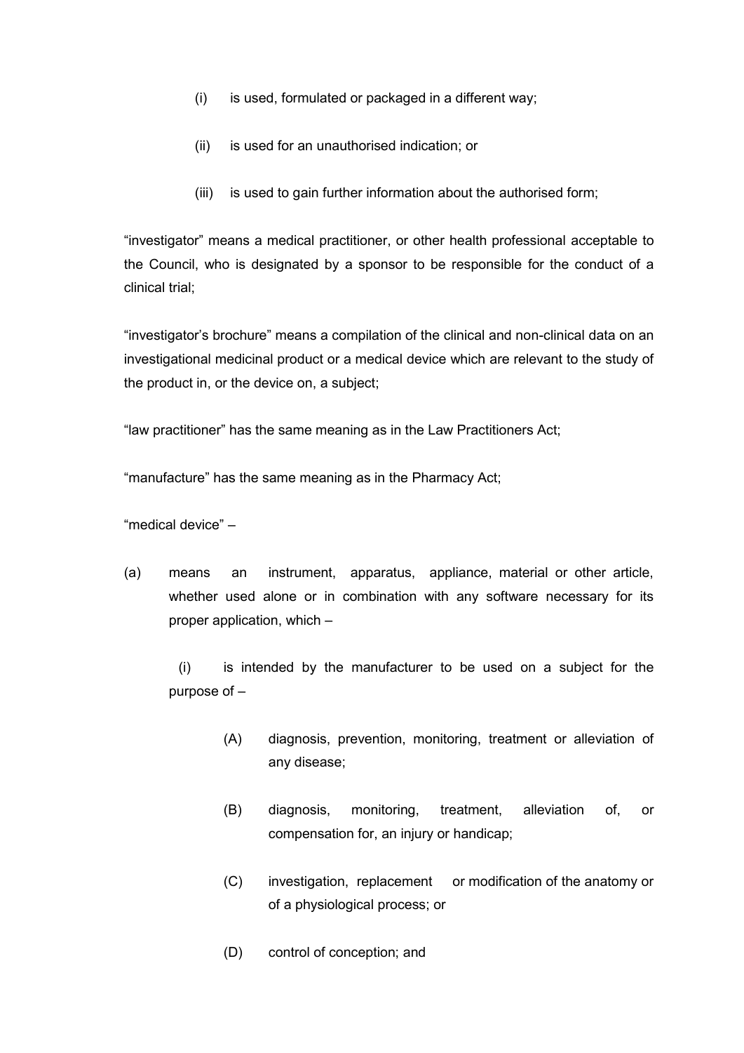(i) is used, formulated or packaged in a different way;

(ii) is used for an unauthorised indication; or

(iii) is used to gain further information about the authorised form;

"investigator" means a medical practitioner, or other health professional acceptable to the Council, who is designated by a sponsor to be responsible for the conduct of a clinical trial;

"investigator's brochure" means a compilation of the clinical and non-clinical data on an investigational medicinal product or a medical device which are relevant to the study of the product in, or the device on, a subject;

"law practitioner" has the same meaning as in the Law Practitioners Act;

"manufacture" has the same meaning as in the Pharmacy Act;

"medical device" –

(a) means an instrument, apparatus, appliance, material or other article, whether used alone or in combination with any software necessary for its proper application, which –

(i) is intended by the manufacturer to be used on a subject for the purpose of –

(A) diagnosis, prevention, monitoring, treatment or alleviation of any disease;

(B) diagnosis, monitoring, treatment, alleviation of, or compensation for, an injury or handicap;

(C) investigation, replacement or modification of the anatomy or of a physiological process; or

(D) control of conception; and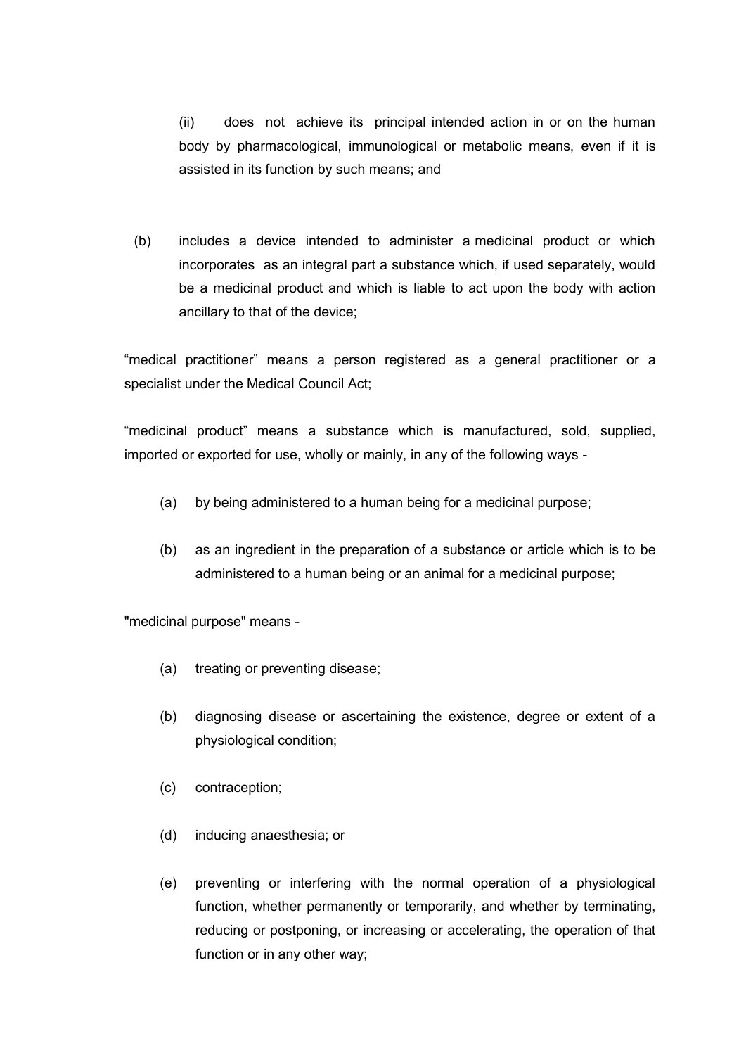(ii) does not achieve its principal intended action in or on the human body by pharmacological, immunological or metabolic means, even if it is assisted in its function by such means; and

(b) includes a device intended to administer a medicinal product or which incorporates as an integral part a substance which, if used separately, would be a medicinal product and which is liable to act upon the body with action ancillary to that of the device;

“medical practitioner” means a person registered as a general practitioner or a specialist under the Medical Council Act;

“medicinal product” means a substance which is manufactured, sold, supplied, imported or exported for use, wholly or mainly, in any of the following ways -

(a) by being administered to a human being for a medicinal purpose;

(b) as an ingredient in the preparation of a substance or article which is to be administered to a human being or an animal for a medicinal purpose;

"medicinal purpose" means -

(a) treating or preventing disease;

(b) diagnosing disease or ascertaining the existence, degree or extent of a physiological condition;

(c) contraception;

(d) inducing anaesthesia; or

(e) preventing or interfering with the normal operation of a physiological function, whether permanently or temporarily, and whether by terminating, reducing or postponing, or increasing or accelerating, the operation of that function or in any other way;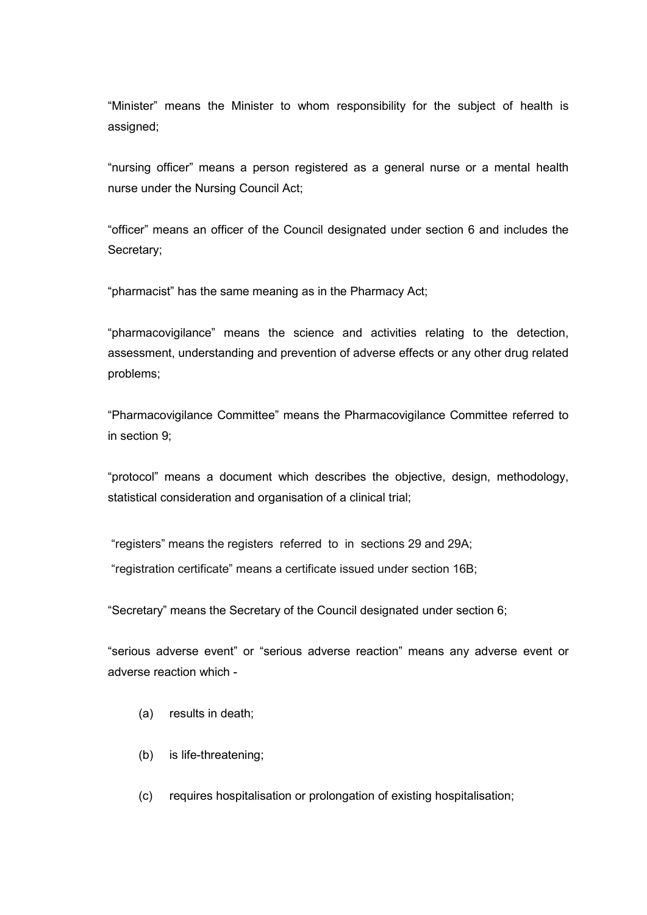“Minister” means the Minister to whom responsibility for the subject of health is assigned;

“nursing officer” means a person registered as a general nurse or a mental health nurse under the Nursing Council Act;

“officer” means an officer of the Council designated under section 6 and includes the Secretary;

“pharmacist” has the same meaning as in the Pharmacy Act;

“pharmacovigilance” means the science and activities relating to the detection, assessment, understanding and prevention of adverse effects or any other drug related problems;

“Pharmacovigilance Committee” means the Pharmacovigilance Committee referred to in section 9;

“protocol” means a document which describes the objective, design, methodology, statistical consideration and organisation of a clinical trial;

“registers” means the registers referred to in sections 29 and 29A;

“registration certificate” means a certificate issued under section 16B;

“Secretary” means the Secretary of the Council designated under section 6;

“serious adverse event” or “serious adverse reaction” means any adverse event or adverse reaction which -

(a) results in death;

(b) is life-threatening;

(c) requires hospitalisation or prolongation of existing hospitalisation;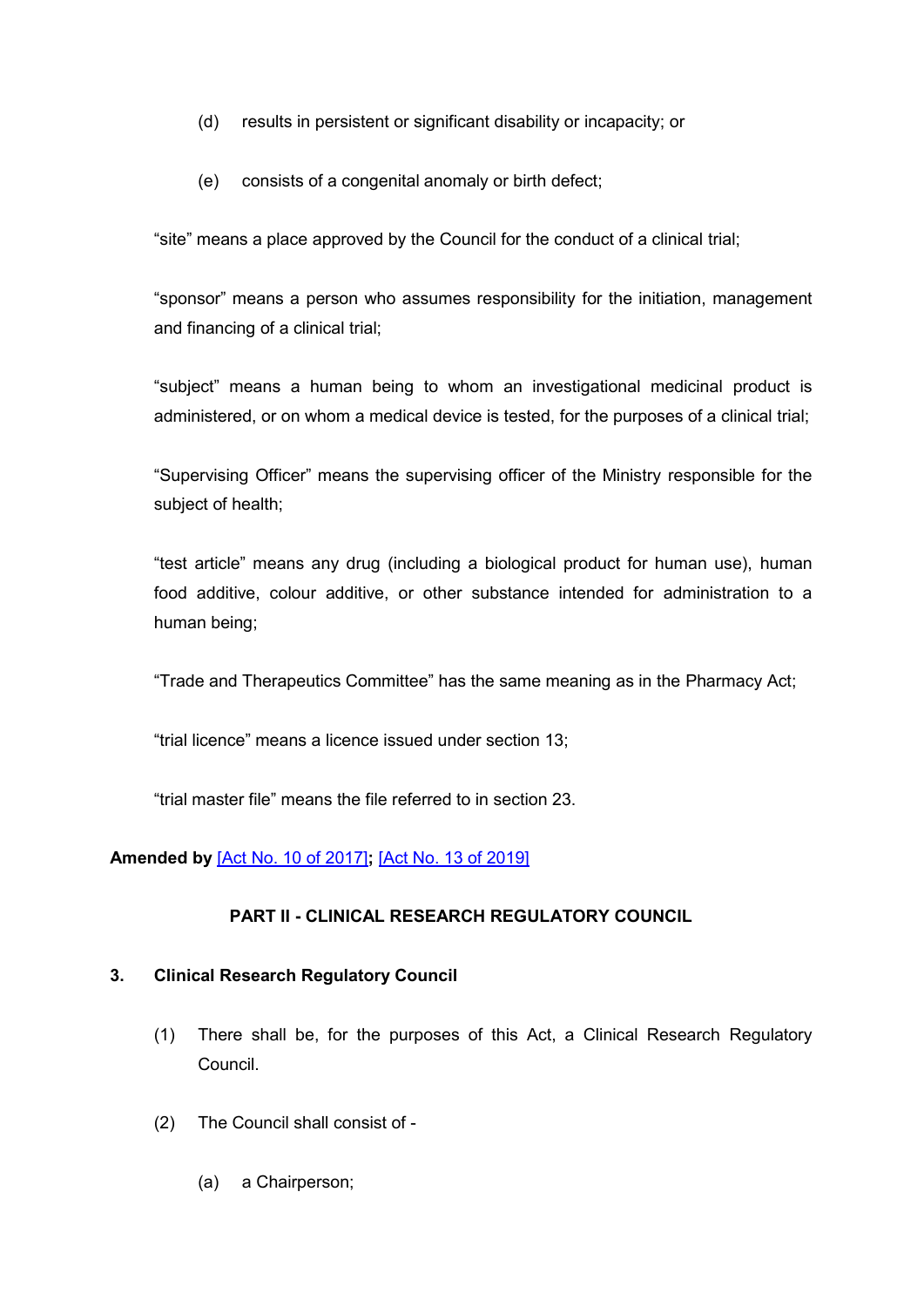(d) results in persistent or significant disability or incapacity; or

(e) consists of a congenital anomaly or birth defect;

“site” means a place approved by the Council for the conduct of a clinical trial;

“sponsor” means a person who assumes responsibility for the initiation, management and financing of a clinical trial;

“subject” means a human being to whom an investigational medicinal product is administered, or on whom a medical device is tested, for the purposes of a clinical trial;

“Supervising Officer” means the supervising officer of the Ministry responsible for the subject of health;

“test article” means any drug (including a biological product for human use), human food additive, colour additive, or other substance intended for administration to a human being;

“Trade and Therapeutics Committee” has the same meaning as in the Pharmacy Act;

“trial licence” means a licence issued under section 13;

“trial master file” means the file referred to in section 23.

**Amended by** [Act No. 10 of 2017]**;** [Act No. 13 of 2019]

## PART II - CLINICAL RESEARCH REGULATORY COUNCIL

### 3. Clinical Research Regulatory Council

(1) There shall be, for the purposes of this Act, a Clinical Research Regulatory Council.

(2) The Council shall consist of -

(a) a Chairperson;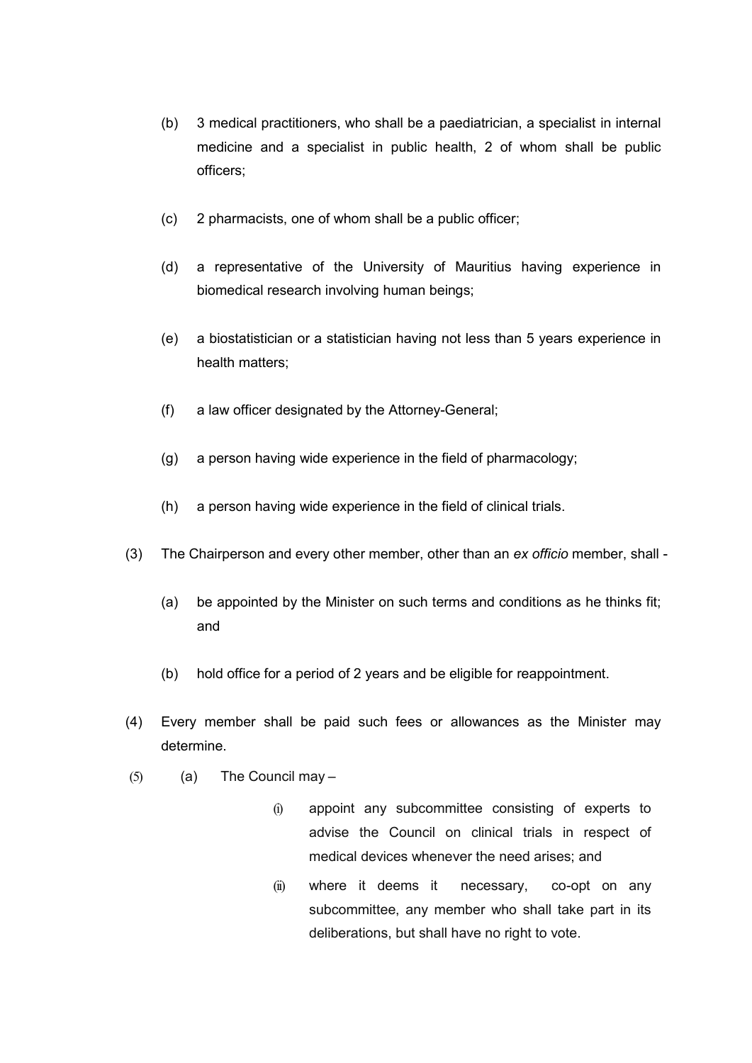(b) 3 medical practitioners, who shall be a paediatrician, a specialist in internal medicine and a specialist in public health, 2 of whom shall be public officers;

(c) 2 pharmacists, one of whom shall be a public officer;

(d) a representative of the University of Mauritius having experience in biomedical research involving human beings;

(e) a biostatistician or a statistician having not less than 5 years experience in health matters;

(f) a law officer designated by the Attorney-General;

(g) a person having wide experience in the field of pharmacology;

(h) a person having wide experience in the field of clinical trials.

(3) The Chairperson and every other member, other than an *ex officio* member, shall -

(a) be appointed by the Minister on such terms and conditions as he thinks fit; and

(b) hold office for a period of 2 years and be eligible for reappointment.

(4) Every member shall be paid such fees or allowances as the Minister may determine.

(5) (a) The Council may –

(i) appoint any subcommittee consisting of experts to advise the Council on clinical trials in respect of medical devices whenever the need arises; and

(ii) where it deems it necessary, co-opt on any subcommittee, any member who shall take part in its deliberations, but shall have no right to vote.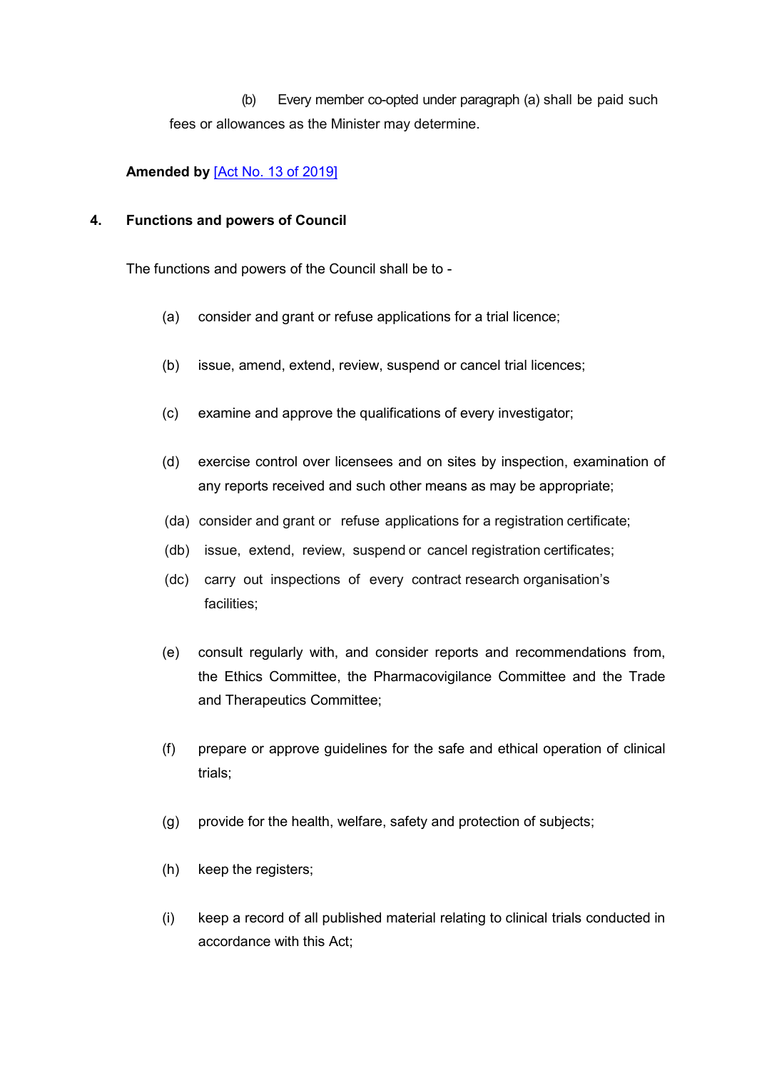(b) Every member co-opted under paragraph (a) shall be paid such fees or allowances as the Minister may determine.

**Amended by** [Act No. 13 of 2019]

### 4. Functions and powers of Council

The functions and powers of the Council shall be to -

(a) consider and grant or refuse applications for a trial licence;

(b) issue, amend, extend, review, suspend or cancel trial licences;

(c) examine and approve the qualifications of every investigator;

(d) exercise control over licensees and on sites by inspection, examination of any reports received and such other means as may be appropriate;

(da) consider and grant or refuse applications for a registration certificate;

(db) issue, extend, review, suspend or cancel registration certificates;

(dc) carry out inspections of every contract research organisation's facilities;

(e) consult regularly with, and consider reports and recommendations from, the Ethics Committee, the Pharmacovigilance Committee and the Trade and Therapeutics Committee;

(f) prepare or approve guidelines for the safe and ethical operation of clinical trials;

(g) provide for the health, welfare, safety and protection of subjects;

(h) keep the registers;

(i) keep a record of all published material relating to clinical trials conducted in accordance with this Act;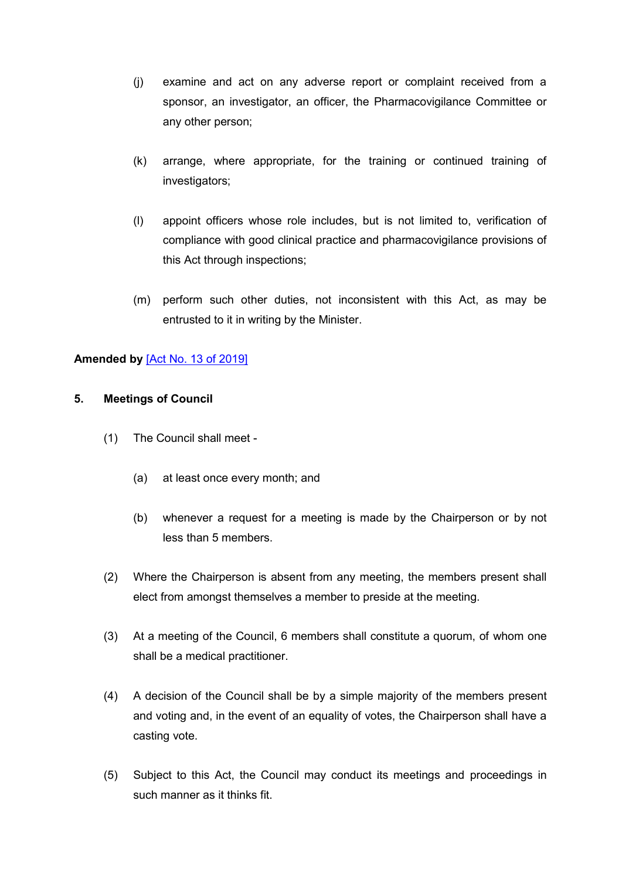(j) examine and act on any adverse report or complaint received from a sponsor, an investigator, an officer, the Pharmacovigilance Committee or any other person;

(k) arrange, where appropriate, for the training or continued training of investigators;

(l) appoint officers whose role includes, but is not limited to, verification of compliance with good clinical practice and pharmacovigilance provisions of this Act through inspections;

(m) perform such other duties, not inconsistent with this Act, as may be entrusted to it in writing by the Minister.

**Amended by** [Act No. 13 of 2019]

**5. Meetings of Council**

(1) The Council shall meet -

(a) at least once every month; and

(b) whenever a request for a meeting is made by the Chairperson or by not less than 5 members.

(2) Where the Chairperson is absent from any meeting, the members present shall elect from amongst themselves a member to preside at the meeting.

(3) At a meeting of the Council, 6 members shall constitute a quorum, of whom one shall be a medical practitioner.

(4) A decision of the Council shall be by a simple majority of the members present and voting and, in the event of an equality of votes, the Chairperson shall have a casting vote.

(5) Subject to this Act, the Council may conduct its meetings and proceedings in such manner as it thinks fit.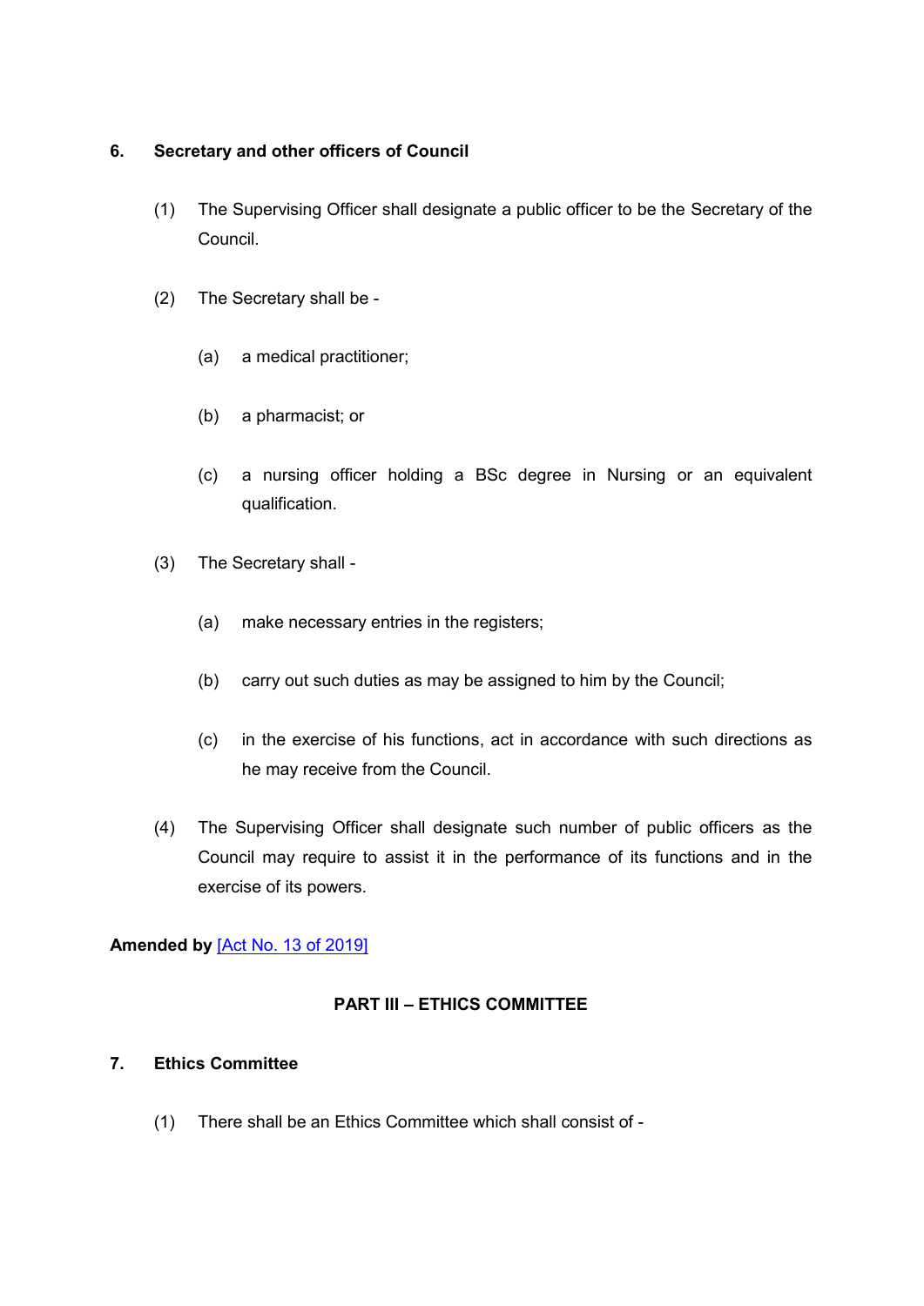**6. Secretary and other officers of Council**

(1) The Supervising Officer shall designate a public officer to be the Secretary of the Council.

(2) The Secretary shall be -

(a) a medical practitioner;

(b) a pharmacist; or

(c) a nursing officer holding a BSc degree in Nursing or an equivalent qualification.

(3) The Secretary shall -

(a) make necessary entries in the registers;

(b) carry out such duties as may be assigned to him by the Council;

(c) in the exercise of his functions, act in accordance with such directions as he may receive from the Council.

(4) The Supervising Officer shall designate such number of public officers as the Council may require to assist it in the performance of its functions and in the exercise of its powers.

**Amended by** [Act No. 13 of 2019]

## PART III – ETHICS COMMITTEE

**7. Ethics Committee**

(1) There shall be an Ethics Committee which shall consist of -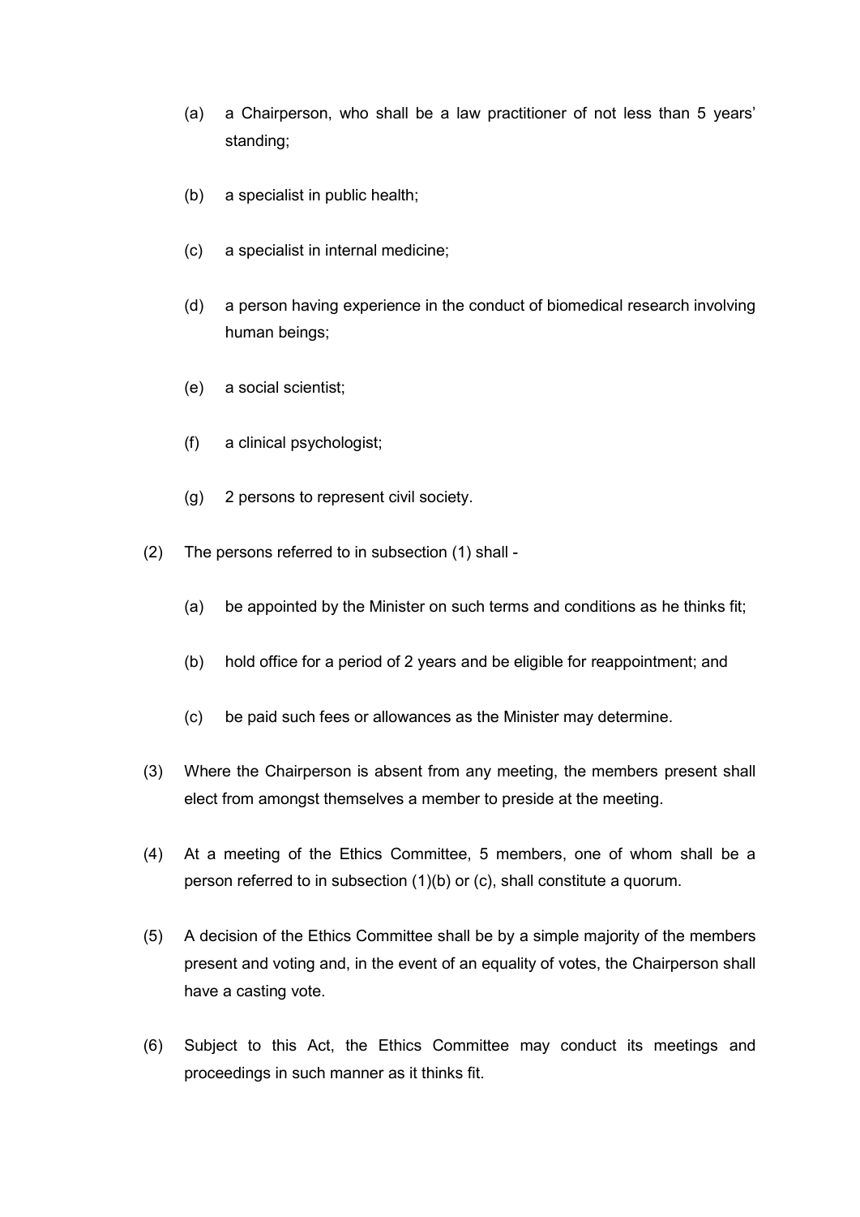(a) a Chairperson, who shall be a law practitioner of not less than 5 years' standing;

(b) a specialist in public health;

(c) a specialist in internal medicine;

(d) a person having experience in the conduct of biomedical research involving human beings;

(e) a social scientist;

(f) a clinical psychologist;

(g) 2 persons to represent civil society.

(2) The persons referred to in subsection (1) shall -

(a) be appointed by the Minister on such terms and conditions as he thinks fit;

(b) hold office for a period of 2 years and be eligible for reappointment; and

(c) be paid such fees or allowances as the Minister may determine.

(3) Where the Chairperson is absent from any meeting, the members present shall elect from amongst themselves a member to preside at the meeting.

(4) At a meeting of the Ethics Committee, 5 members, one of whom shall be a person referred to in subsection (1)(b) or (c), shall constitute a quorum.

(5) A decision of the Ethics Committee shall be by a simple majority of the members present and voting and, in the event of an equality of votes, the Chairperson shall have a casting vote.

(6) Subject to this Act, the Ethics Committee may conduct its meetings and proceedings in such manner as it thinks fit.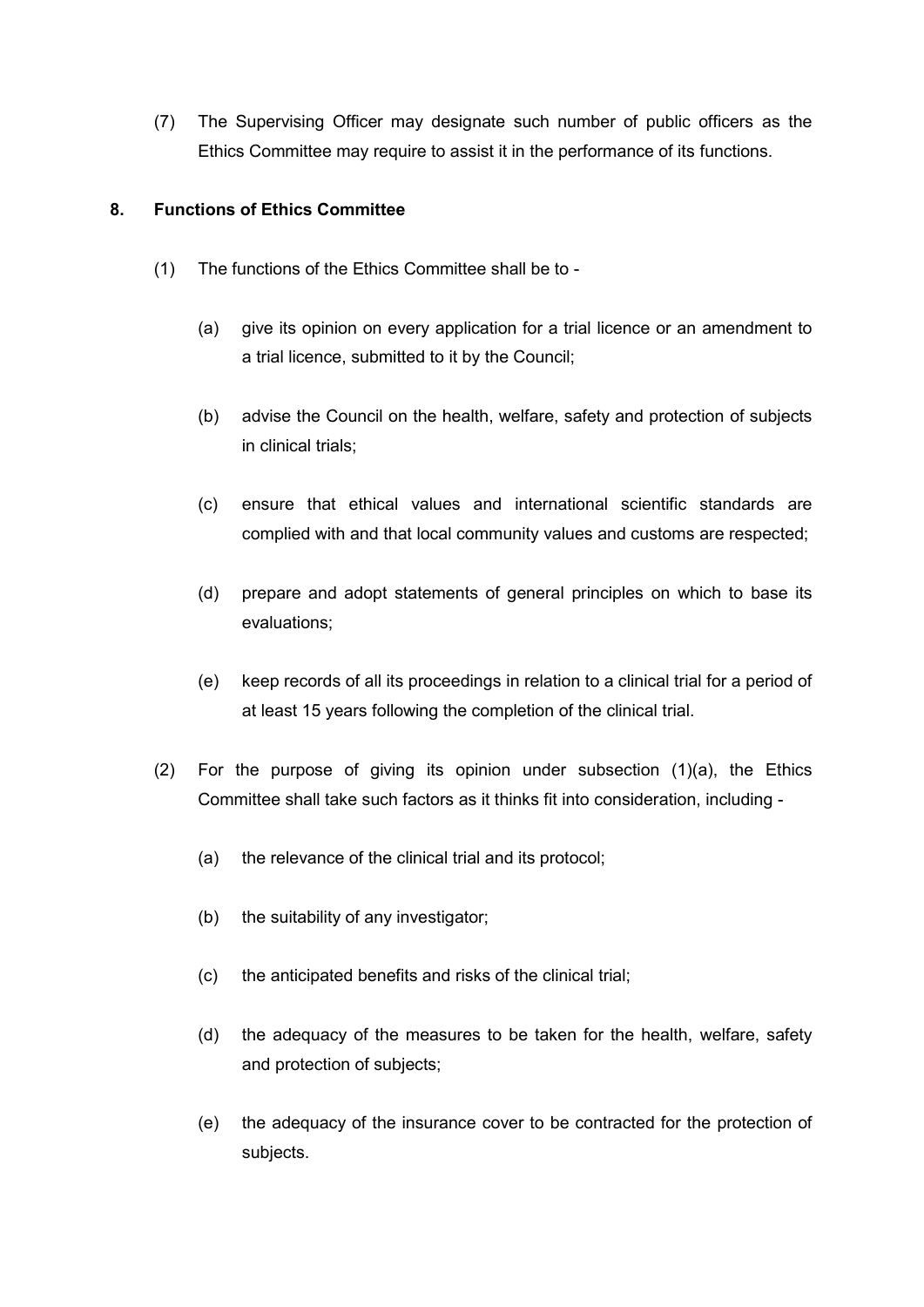(7) The Supervising Officer may designate such number of public officers as the Ethics Committee may require to assist it in the performance of its functions.

**8. Functions of Ethics Committee**

(1) The functions of the Ethics Committee shall be to -

(a) give its opinion on every application for a trial licence or an amendment to a trial licence, submitted to it by the Council;

(b) advise the Council on the health, welfare, safety and protection of subjects in clinical trials;

(c) ensure that ethical values and international scientific standards are complied with and that local community values and customs are respected;

(d) prepare and adopt statements of general principles on which to base its evaluations;

(e) keep records of all its proceedings in relation to a clinical trial for a period of at least 15 years following the completion of the clinical trial.

(2) For the purpose of giving its opinion under subsection (1)(a), the Ethics Committee shall take such factors as it thinks fit into consideration, including -

(a) the relevance of the clinical trial and its protocol;

(b) the suitability of any investigator;

(c) the anticipated benefits and risks of the clinical trial;

(d) the adequacy of the measures to be taken for the health, welfare, safety and protection of subjects;

(e) the adequacy of the insurance cover to be contracted for the protection of subjects.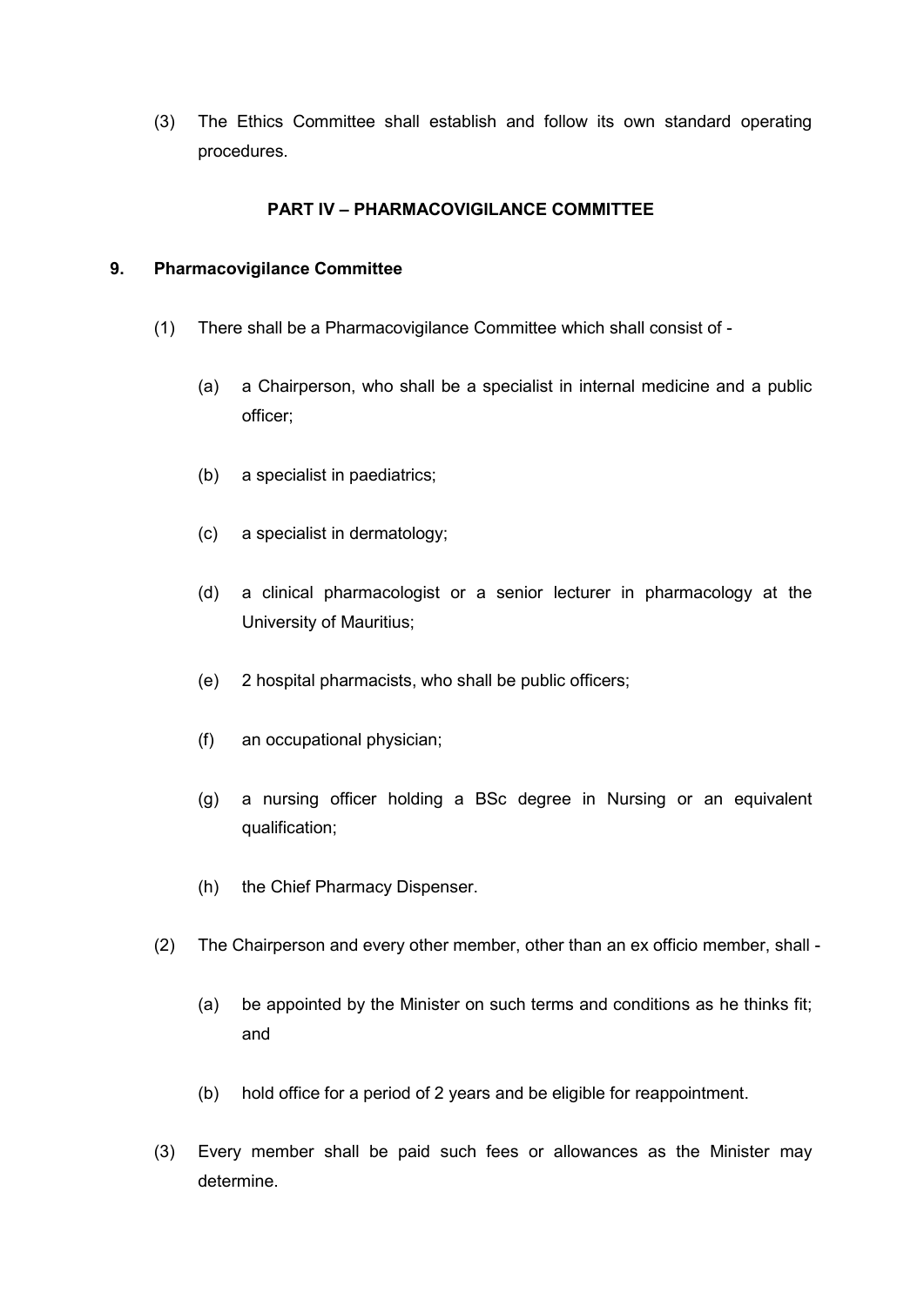(3) The Ethics Committee shall establish and follow its own standard operating procedures.

## PART IV – PHARMACOVIGILANCE COMMITTEE

### 9. Pharmacovigilance Committee

(1) There shall be a Pharmacovigilance Committee which shall consist of -

(a) a Chairperson, who shall be a specialist in internal medicine and a public officer;

(b) a specialist in paediatrics;

(c) a specialist in dermatology;

(d) a clinical pharmacologist or a senior lecturer in pharmacology at the University of Mauritius;

(e) 2 hospital pharmacists, who shall be public officers;

(f) an occupational physician;

(g) a nursing officer holding a BSc degree in Nursing or an equivalent qualification;

(h) the Chief Pharmacy Dispenser.

(2) The Chairperson and every other member, other than an ex officio member, shall -

(a) be appointed by the Minister on such terms and conditions as he thinks fit; and

(b) hold office for a period of 2 years and be eligible for reappointment.

(3) Every member shall be paid such fees or allowances as the Minister may determine.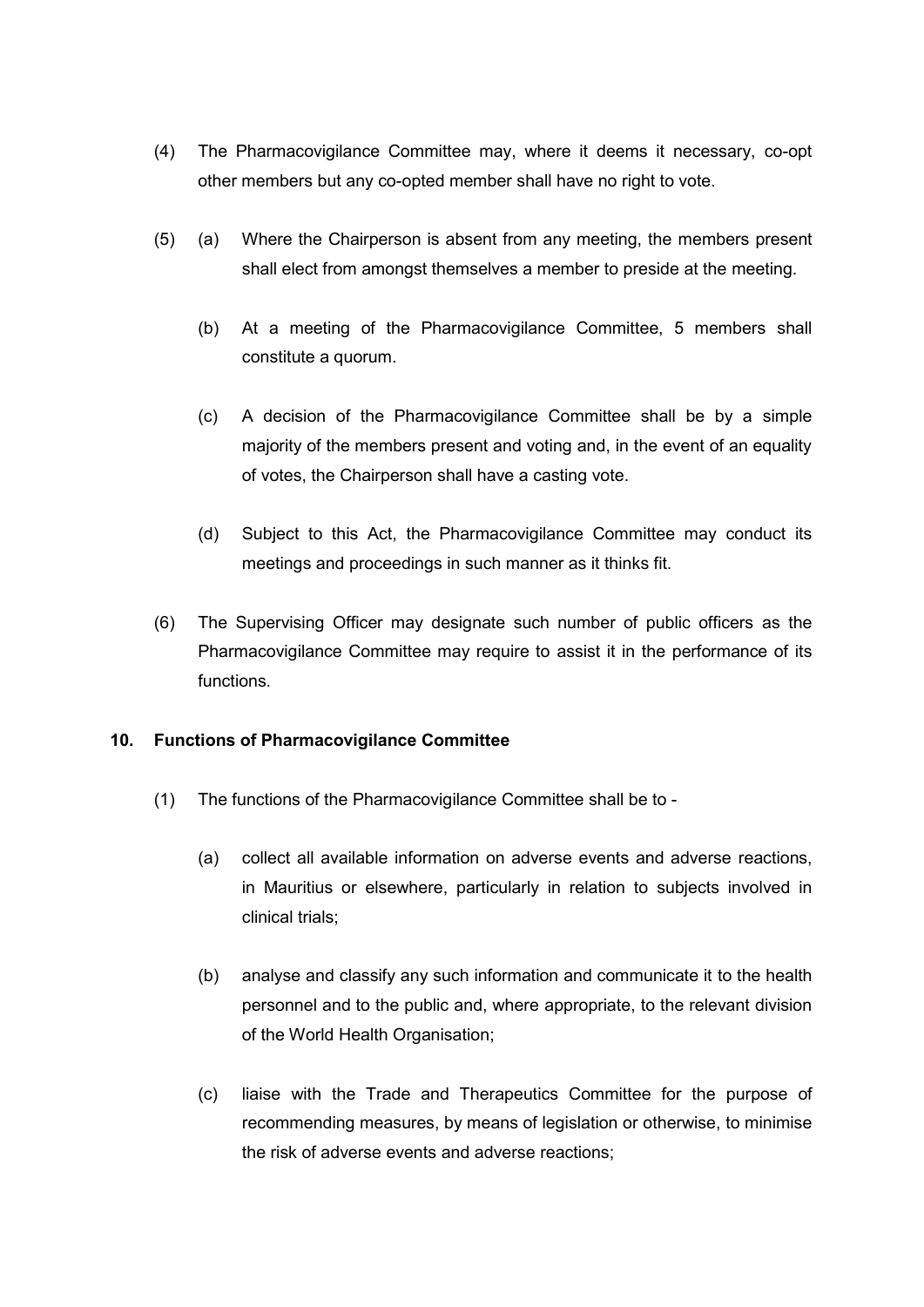(4) The Pharmacovigilance Committee may, where it deems it necessary, co-opt other members but any co-opted member shall have no right to vote.

(5) (a) Where the Chairperson is absent from any meeting, the members present shall elect from amongst themselves a member to preside at the meeting.

(b) At a meeting of the Pharmacovigilance Committee, 5 members shall constitute a quorum.

(c) A decision of the Pharmacovigilance Committee shall be by a simple majority of the members present and voting and, in the event of an equality of votes, the Chairperson shall have a casting vote.

(d) Subject to this Act, the Pharmacovigilance Committee may conduct its meetings and proceedings in such manner as it thinks fit.

(6) The Supervising Officer may designate such number of public officers as the Pharmacovigilance Committee may require to assist it in the performance of its functions.

**10. Functions of Pharmacovigilance Committee**

(1) The functions of the Pharmacovigilance Committee shall be to -

(a) collect all available information on adverse events and adverse reactions, in Mauritius or elsewhere, particularly in relation to subjects involved in clinical trials;

(b) analyse and classify any such information and communicate it to the health personnel and to the public and, where appropriate, to the relevant division of the World Health Organisation;

(c) liaise with the Trade and Therapeutics Committee for the purpose of recommending measures, by means of legislation or otherwise, to minimise the risk of adverse events and adverse reactions;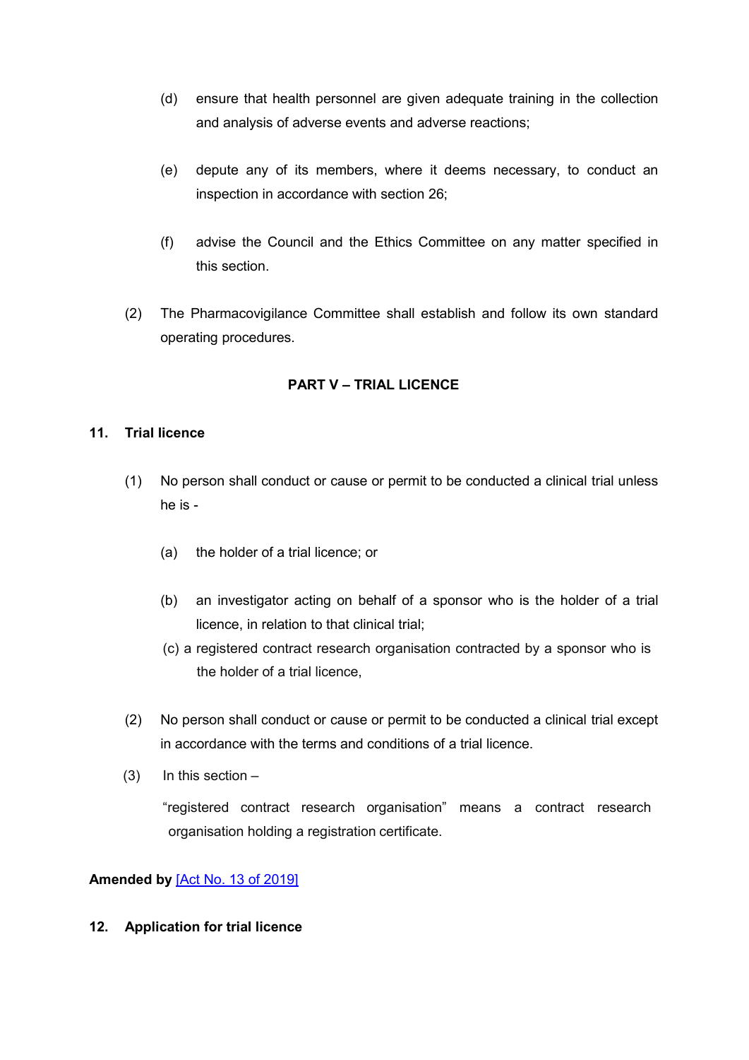(d) ensure that health personnel are given adequate training in the collection and analysis of adverse events and adverse reactions;

(e) depute any of its members, where it deems necessary, to conduct an inspection in accordance with section 26;

(f) advise the Council and the Ethics Committee on any matter specified in this section.

(2) The Pharmacovigilance Committee shall establish and follow its own standard operating procedures.

## PART V – TRIAL LICENCE

### 11. Trial licence

(1) No person shall conduct or cause or permit to be conducted a clinical trial unless he is -

(a) the holder of a trial licence; or

(b) an investigator acting on behalf of a sponsor who is the holder of a trial licence, in relation to that clinical trial;

(c) a registered contract research organisation contracted by a sponsor who is the holder of a trial licence,

(2) No person shall conduct or cause or permit to be conducted a clinical trial except in accordance with the terms and conditions of a trial licence.

(3) In this section –

"registered contract research organisation" means a contract research organisation holding a registration certificate.

**Amended by** [Act No. 13 of 2019]

### 12. Application for trial licence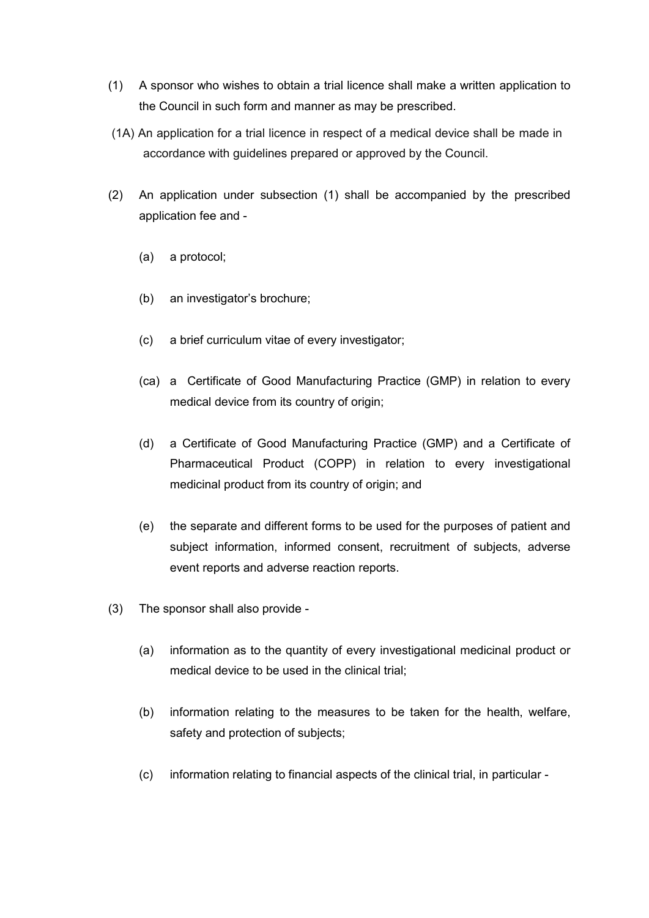(1) A sponsor who wishes to obtain a trial licence shall make a written application to the Council in such form and manner as may be prescribed.

(1A) An application for a trial licence in respect of a medical device shall be made in accordance with guidelines prepared or approved by the Council.

(2) An application under subsection (1) shall be accompanied by the prescribed application fee and -

(a) a protocol;

(b) an investigator's brochure;

(c) a brief curriculum vitae of every investigator;

(ca) a Certificate of Good Manufacturing Practice (GMP) in relation to every medical device from its country of origin;

(d) a Certificate of Good Manufacturing Practice (GMP) and a Certificate of Pharmaceutical Product (COPP) in relation to every investigational medicinal product from its country of origin; and

(e) the separate and different forms to be used for the purposes of patient and subject information, informed consent, recruitment of subjects, adverse event reports and adverse reaction reports.

(3) The sponsor shall also provide -

(a) information as to the quantity of every investigational medicinal product or medical device to be used in the clinical trial;

(b) information relating to the measures to be taken for the health, welfare, safety and protection of subjects;

(c) information relating to financial aspects of the clinical trial, in particular -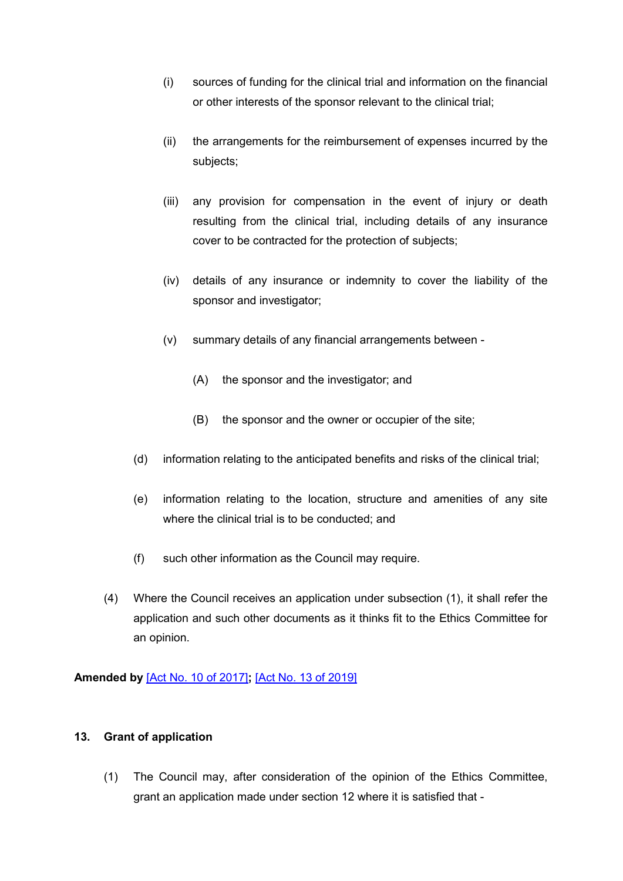(i) sources of funding for the clinical trial and information on the financial or other interests of the sponsor relevant to the clinical trial;

(ii) the arrangements for the reimbursement of expenses incurred by the subjects;

(iii) any provision for compensation in the event of injury or death resulting from the clinical trial, including details of any insurance cover to be contracted for the protection of subjects;

(iv) details of any insurance or indemnity to cover the liability of the sponsor and investigator;

(v) summary details of any financial arrangements between -

(A) the sponsor and the investigator; and

(B) the sponsor and the owner or occupier of the site;

(d) information relating to the anticipated benefits and risks of the clinical trial;

(e) information relating to the location, structure and amenities of any site where the clinical trial is to be conducted; and

(f) such other information as the Council may require.

(4) Where the Council receives an application under subsection (1), it shall refer the application and such other documents as it thinks fit to the Ethics Committee for an opinion.

**Amended by** [Act No. 10 of 2017]**;** [Act No. 13 of 2019]

### 13. Grant of application

(1) The Council may, after consideration of the opinion of the Ethics Committee, grant an application made under section 12 where it is satisfied that -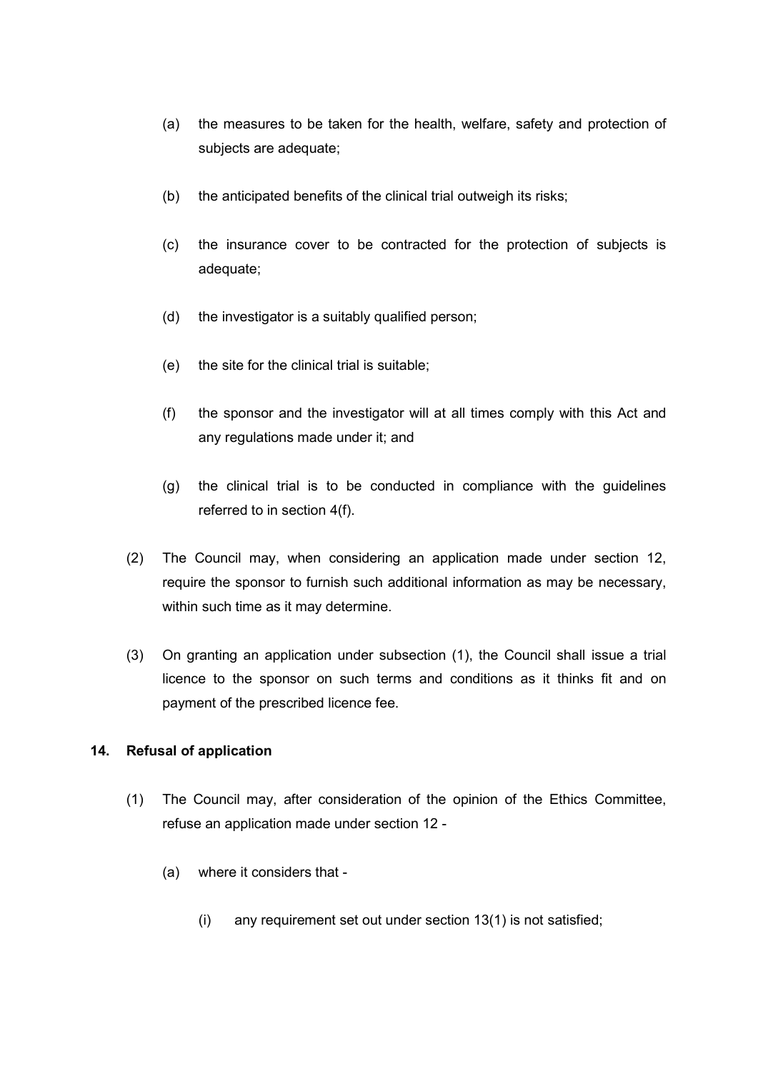(a) the measures to be taken for the health, welfare, safety and protection of subjects are adequate;

(b) the anticipated benefits of the clinical trial outweigh its risks;

(c) the insurance cover to be contracted for the protection of subjects is adequate;

(d) the investigator is a suitably qualified person;

(e) the site for the clinical trial is suitable;

(f) the sponsor and the investigator will at all times comply with this Act and any regulations made under it; and

(g) the clinical trial is to be conducted in compliance with the guidelines referred to in section 4(f).

(2) The Council may, when considering an application made under section 12, require the sponsor to furnish such additional information as may be necessary, within such time as it may determine.

(3) On granting an application under subsection (1), the Council shall issue a trial licence to the sponsor on such terms and conditions as it thinks fit and on payment of the prescribed licence fee.

**14. Refusal of application**

(1) The Council may, after consideration of the opinion of the Ethics Committee, refuse an application made under section 12 -

(a) where it considers that -

(i) any requirement set out under section 13(1) is not satisfied;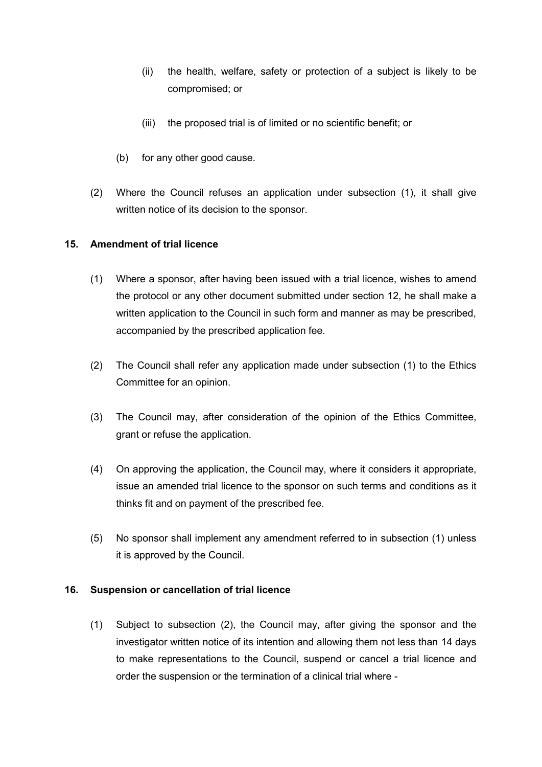(ii) the health, welfare, safety or protection of a subject is likely to be compromised; or

(iii) the proposed trial is of limited or no scientific benefit; or

(b) for any other good cause.

(2) Where the Council refuses an application under subsection (1), it shall give written notice of its decision to the sponsor.

**15. Amendment of trial licence**

(1) Where a sponsor, after having been issued with a trial licence, wishes to amend the protocol or any other document submitted under section 12, he shall make a written application to the Council in such form and manner as may be prescribed, accompanied by the prescribed application fee.

(2) The Council shall refer any application made under subsection (1) to the Ethics Committee for an opinion.

(3) The Council may, after consideration of the opinion of the Ethics Committee, grant or refuse the application.

(4) On approving the application, the Council may, where it considers it appropriate, issue an amended trial licence to the sponsor on such terms and conditions as it thinks fit and on payment of the prescribed fee.

(5) No sponsor shall implement any amendment referred to in subsection (1) unless it is approved by the Council.

**16. Suspension or cancellation of trial licence**

(1) Subject to subsection (2), the Council may, after giving the sponsor and the investigator written notice of its intention and allowing them not less than 14 days to make representations to the Council, suspend or cancel a trial licence and order the suspension or the termination of a clinical trial where -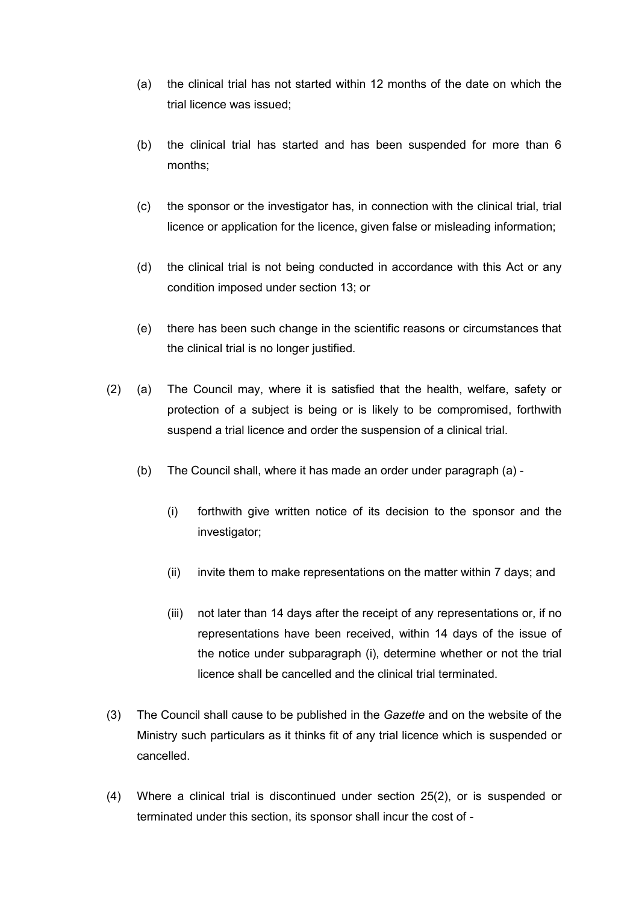(a) the clinical trial has not started within 12 months of the date on which the trial licence was issued;

(b) the clinical trial has started and has been suspended for more than 6 months;

(c) the sponsor or the investigator has, in connection with the clinical trial, trial licence or application for the licence, given false or misleading information;

(d) the clinical trial is not being conducted in accordance with this Act or any condition imposed under section 13; or

(e) there has been such change in the scientific reasons or circumstances that the clinical trial is no longer justified.

(2) (a) The Council may, where it is satisfied that the health, welfare, safety or protection of a subject is being or is likely to be compromised, forthwith suspend a trial licence and order the suspension of a clinical trial.

(b) The Council shall, where it has made an order under paragraph (a) -

(i) forthwith give written notice of its decision to the sponsor and the investigator;

(ii) invite them to make representations on the matter within 7 days; and

(iii) not later than 14 days after the receipt of any representations or, if no representations have been received, within 14 days of the issue of the notice under subparagraph (i), determine whether or not the trial licence shall be cancelled and the clinical trial terminated.

(3) The Council shall cause to be published in the *Gazette* and on the website of the Ministry such particulars as it thinks fit of any trial licence which is suspended or cancelled.

(4) Where a clinical trial is discontinued under section 25(2), or is suspended or terminated under this section, its sponsor shall incur the cost of -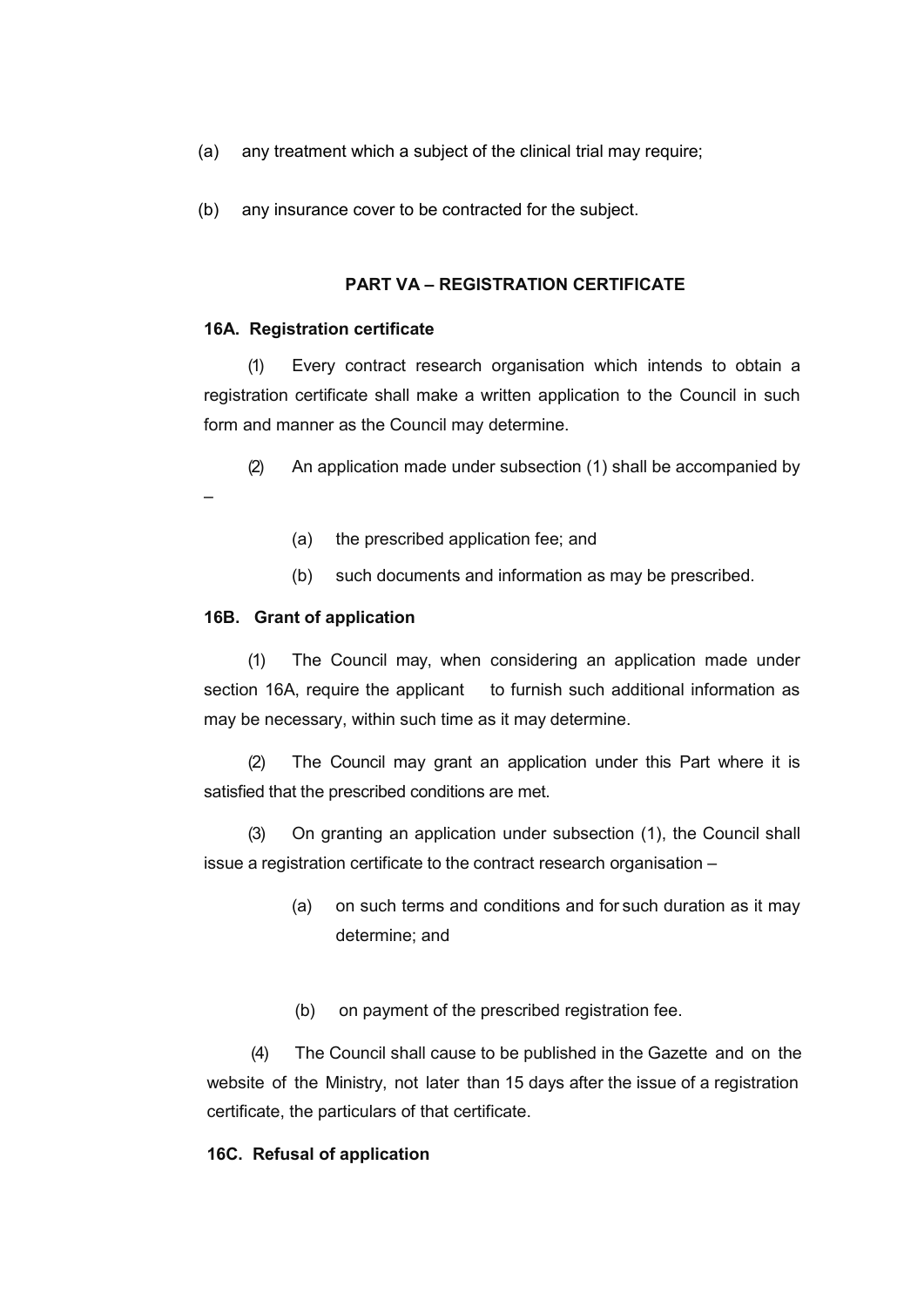(a) any treatment which a subject of the clinical trial may require;

(b) any insurance cover to be contracted for the subject.

**PART VA – REGISTRATION CERTIFICATE**

**16A. Registration certificate**

(1) Every contract research organisation which intends to obtain a registration certificate shall make a written application to the Council in such form and manner as the Council may determine.

(2) An application made under subsection (1) shall be accompanied by –

(a) the prescribed application fee; and

(b) such documents and information as may be prescribed.

**16B. Grant of application**

(1) The Council may, when considering an application made under section 16A, require the applicant to furnish such additional information as may be necessary, within such time as it may determine.

(2) The Council may grant an application under this Part where it is satisfied that the prescribed conditions are met.

(3) On granting an application under subsection (1), the Council shall issue a registration certificate to the contract research organisation –

(a) on such terms and conditions and for such duration as it may determine; and

(b) on payment of the prescribed registration fee.

(4) The Council shall cause to be published in the Gazette and on the website of the Ministry, not later than 15 days after the issue of a registration certificate, the particulars of that certificate.

**16C. Refusal of application**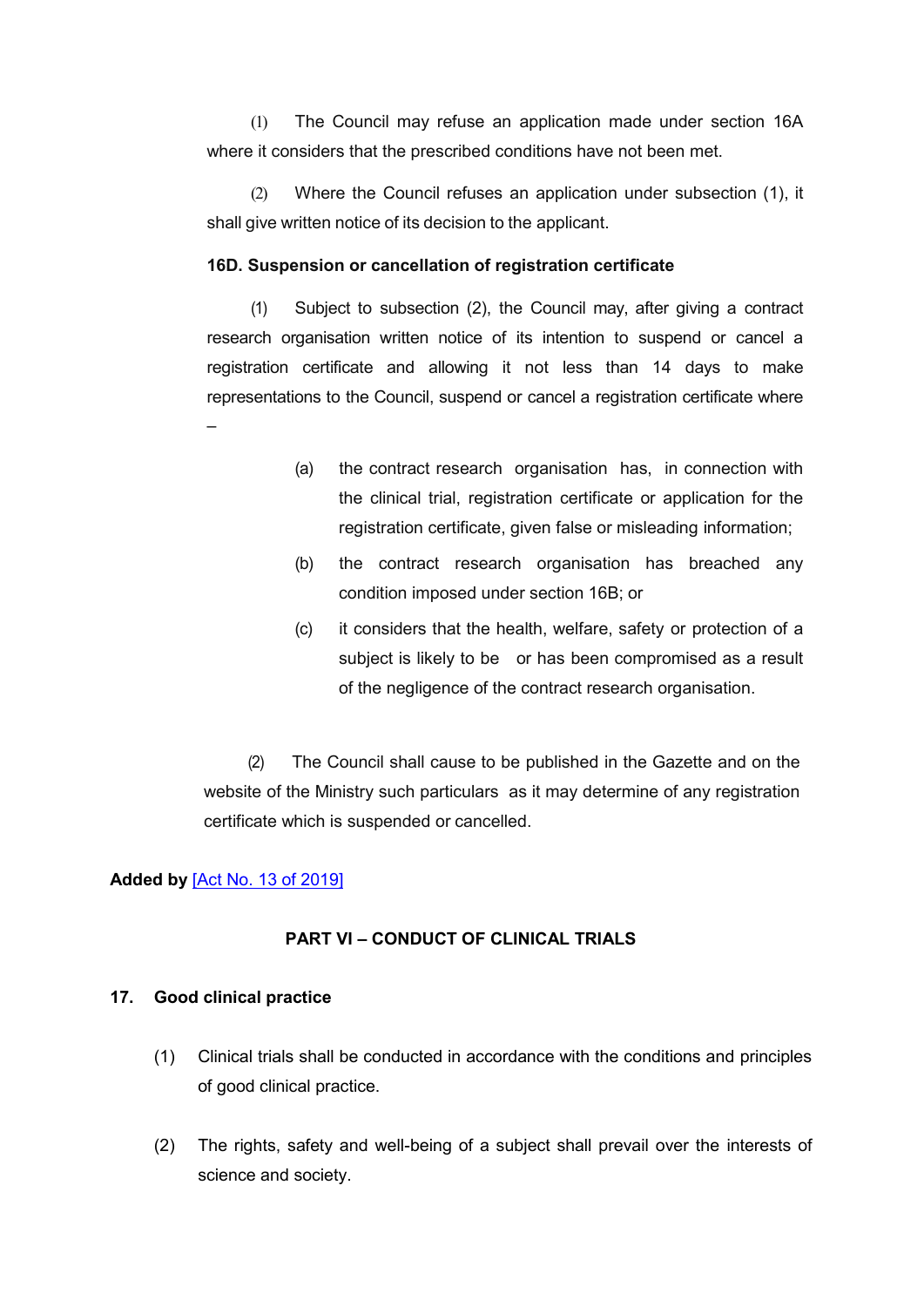(1) The Council may refuse an application made under section 16A where it considers that the prescribed conditions have not been met.

(2) Where the Council refuses an application under subsection (1), it shall give written notice of its decision to the applicant.

**16D. Suspension or cancellation of registration certificate**

(1) Subject to subsection (2), the Council may, after giving a contract research organisation written notice of its intention to suspend or cancel a registration certificate and allowing it not less than 14 days to make representations to the Council, suspend or cancel a registration certificate where –

(a) the contract research organisation has, in connection with the clinical trial, registration certificate or application for the registration certificate, given false or misleading information;

(b) the contract research organisation has breached any condition imposed under section 16B; or

(c) it considers that the health, welfare, safety or protection of a subject is likely to be or has been compromised as a result of the negligence of the contract research organisation.

(2) The Council shall cause to be published in the Gazette and on the website of the Ministry such particulars as it may determine of any registration certificate which is suspended or cancelled.

**Added by** [Act No. 13 of 2019]

### PART VI – CONDUCT OF CLINICAL TRIALS

**17. Good clinical practice**

(1) Clinical trials shall be conducted in accordance with the conditions and principles of good clinical practice.

(2) The rights, safety and well-being of a subject shall prevail over the interests of science and society.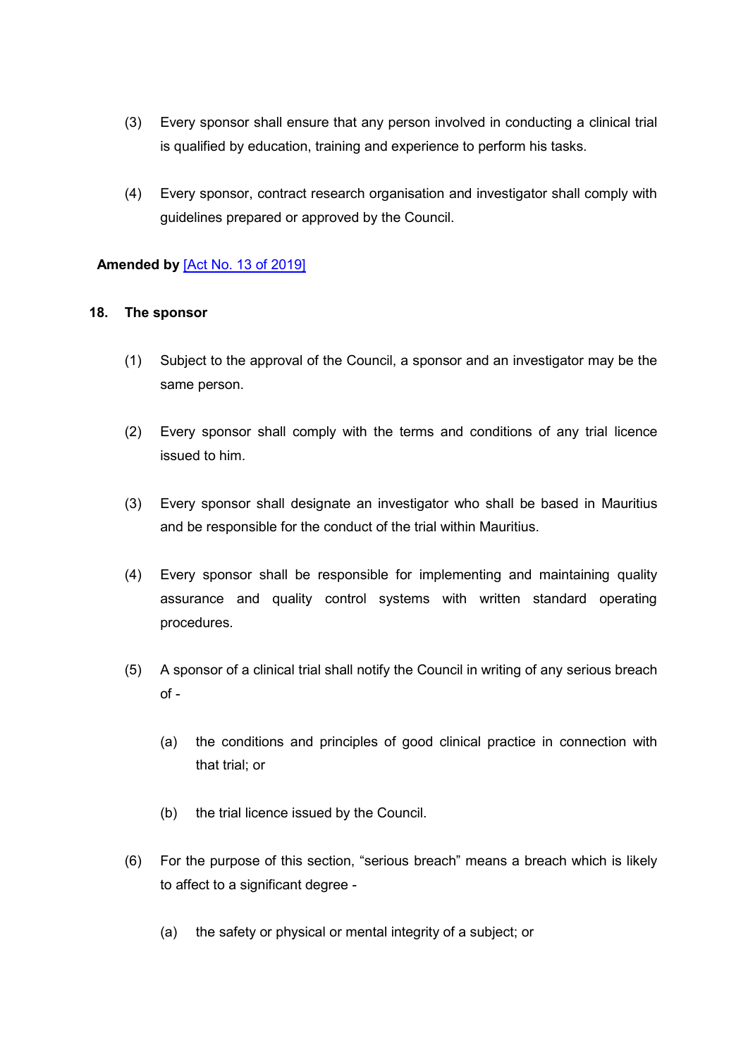(3) Every sponsor shall ensure that any person involved in conducting a clinical trial is qualified by education, training and experience to perform his tasks.

(4) Every sponsor, contract research organisation and investigator shall comply with guidelines prepared or approved by the Council.

**Amended by** [Act No. 13 of 2019]

### 18. The sponsor

(1) Subject to the approval of the Council, a sponsor and an investigator may be the same person.

(2) Every sponsor shall comply with the terms and conditions of any trial licence issued to him.

(3) Every sponsor shall designate an investigator who shall be based in Mauritius and be responsible for the conduct of the trial within Mauritius.

(4) Every sponsor shall be responsible for implementing and maintaining quality assurance and quality control systems with written standard operating procedures.

(5) A sponsor of a clinical trial shall notify the Council in writing of any serious breach of -

(a) the conditions and principles of good clinical practice in connection with that trial; or

(b) the trial licence issued by the Council.

(6) For the purpose of this section, "serious breach" means a breach which is likely to affect to a significant degree -

(a) the safety or physical or mental integrity of a subject; or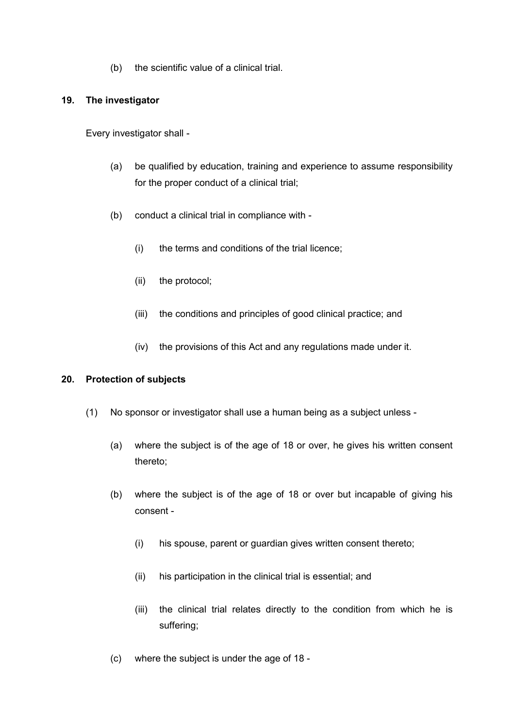(b) the scientific value of a clinical trial.

**19. The investigator**

Every investigator shall -

(a) be qualified by education, training and experience to assume responsibility for the proper conduct of a clinical trial;

(b) conduct a clinical trial in compliance with -

(i) the terms and conditions of the trial licence;

(ii) the protocol;

(iii) the conditions and principles of good clinical practice; and

(iv) the provisions of this Act and any regulations made under it.

**20. Protection of subjects**

(1) No sponsor or investigator shall use a human being as a subject unless -

(a) where the subject is of the age of 18 or over, he gives his written consent thereto;

(b) where the subject is of the age of 18 or over but incapable of giving his consent -

(i) his spouse, parent or guardian gives written consent thereto;

(ii) his participation in the clinical trial is essential; and

(iii) the clinical trial relates directly to the condition from which he is suffering;

(c) where the subject is under the age of 18 -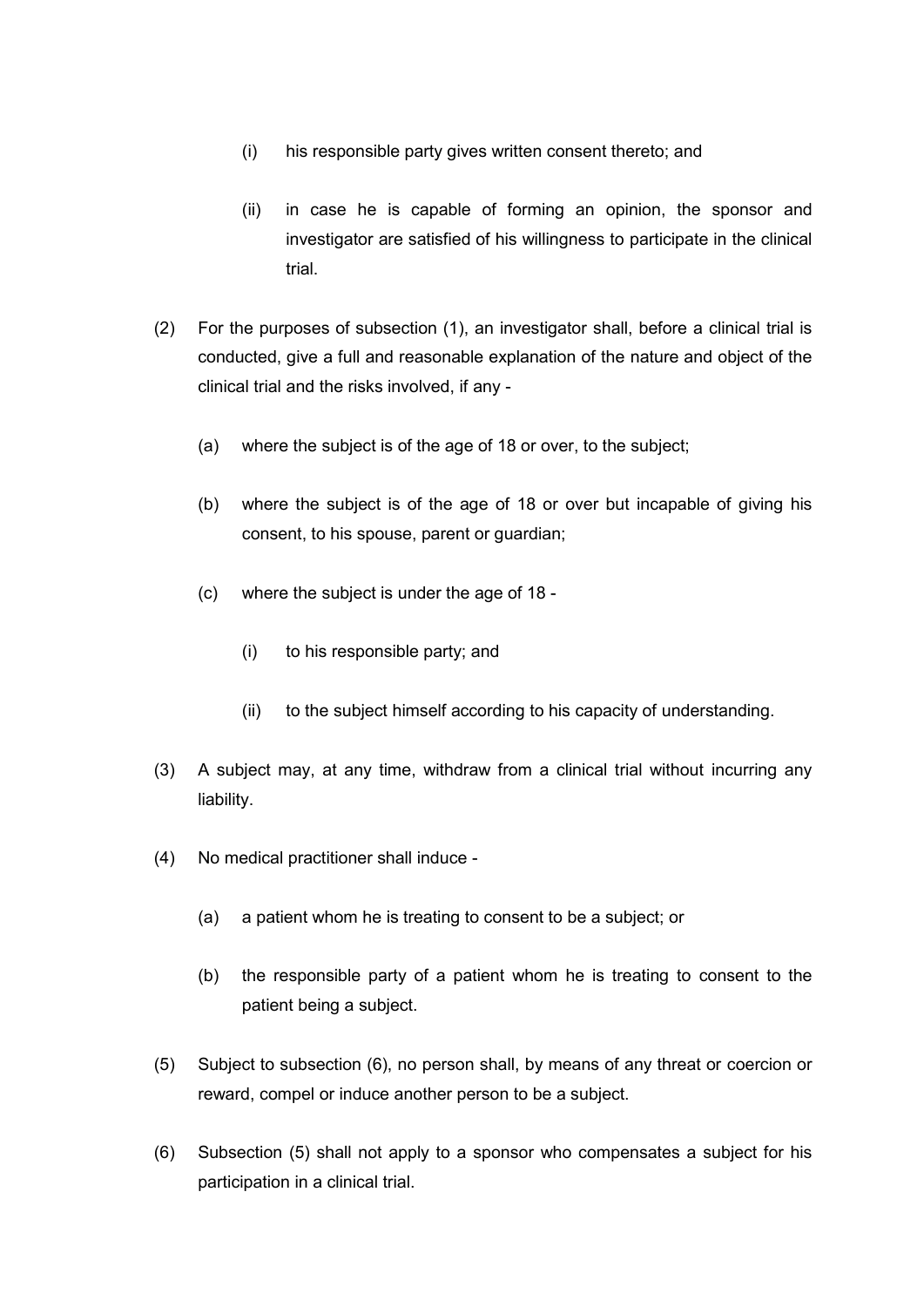(i) his responsible party gives written consent thereto; and

   (ii) in case he is capable of forming an opinion, the sponsor and investigator are satisfied of his willingness to participate in the clinical trial.

(2) For the purposes of subsection (1), an investigator shall, before a clinical trial is conducted, give a full and reasonable explanation of the nature and object of the clinical trial and the risks involved, if any -

   (a) where the subject is of the age of 18 or over, to the subject;

   (b) where the subject is of the age of 18 or over but incapable of giving his consent, to his spouse, parent or guardian;

   (c) where the subject is under the age of 18 -

      (i) to his responsible party; and

      (ii) to the subject himself according to his capacity of understanding.

(3) A subject may, at any time, withdraw from a clinical trial without incurring any liability.

(4) No medical practitioner shall induce -

   (a) a patient whom he is treating to consent to be a subject; or

   (b) the responsible party of a patient whom he is treating to consent to the patient being a subject.

(5) Subject to subsection (6), no person shall, by means of any threat or coercion or reward, compel or induce another person to be a subject.

(6) Subsection (5) shall not apply to a sponsor who compensates a subject for his participation in a clinical trial.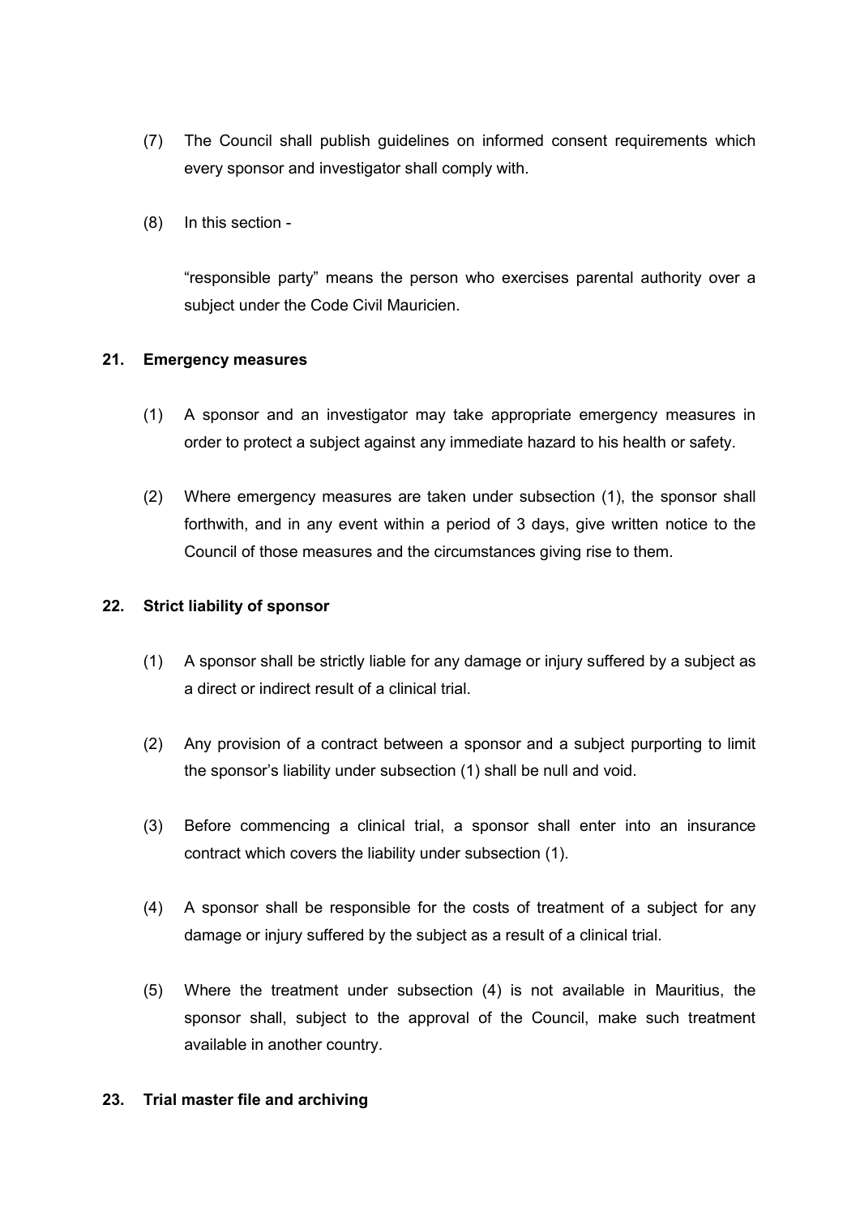(7) The Council shall publish guidelines on informed consent requirements which every sponsor and investigator shall comply with.

(8) In this section -

"responsible party" means the person who exercises parental authority over a subject under the Code Civil Mauricien.

**21. Emergency measures**

(1) A sponsor and an investigator may take appropriate emergency measures in order to protect a subject against any immediate hazard to his health or safety.

(2) Where emergency measures are taken under subsection (1), the sponsor shall forthwith, and in any event within a period of 3 days, give written notice to the Council of those measures and the circumstances giving rise to them.

**22. Strict liability of sponsor**

(1) A sponsor shall be strictly liable for any damage or injury suffered by a subject as a direct or indirect result of a clinical trial.

(2) Any provision of a contract between a sponsor and a subject purporting to limit the sponsor's liability under subsection (1) shall be null and void.

(3) Before commencing a clinical trial, a sponsor shall enter into an insurance contract which covers the liability under subsection (1).

(4) A sponsor shall be responsible for the costs of treatment of a subject for any damage or injury suffered by the subject as a result of a clinical trial.

(5) Where the treatment under subsection (4) is not available in Mauritius, the sponsor shall, subject to the approval of the Council, make such treatment available in another country.

**23. Trial master file and archiving**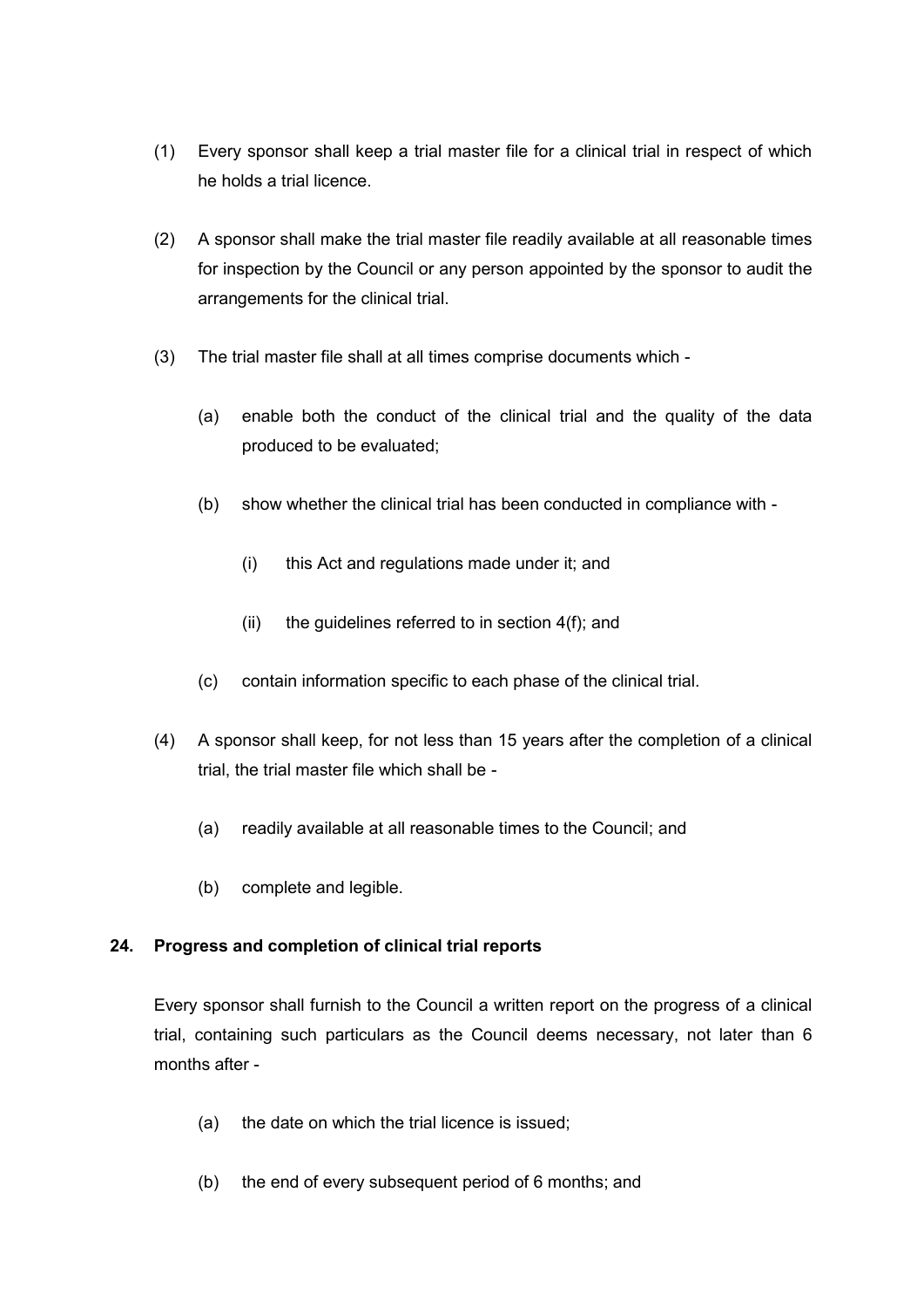(1) Every sponsor shall keep a trial master file for a clinical trial in respect of which he holds a trial licence.

(2) A sponsor shall make the trial master file readily available at all reasonable times for inspection by the Council or any person appointed by the sponsor to audit the arrangements for the clinical trial.

(3) The trial master file shall at all times comprise documents which -

  (a) enable both the conduct of the clinical trial and the quality of the data produced to be evaluated;

  (b) show whether the clinical trial has been conducted in compliance with -

    (i) this Act and regulations made under it; and

    (ii) the guidelines referred to in section 4(f); and

  (c) contain information specific to each phase of the clinical trial.

(4) A sponsor shall keep, for not less than 15 years after the completion of a clinical trial, the trial master file which shall be -

  (a) readily available at all reasonable times to the Council; and

  (b) complete and legible.

**24. Progress and completion of clinical trial reports**

Every sponsor shall furnish to the Council a written report on the progress of a clinical trial, containing such particulars as the Council deems necessary, not later than 6 months after -

  (a) the date on which the trial licence is issued;

  (b) the end of every subsequent period of 6 months; and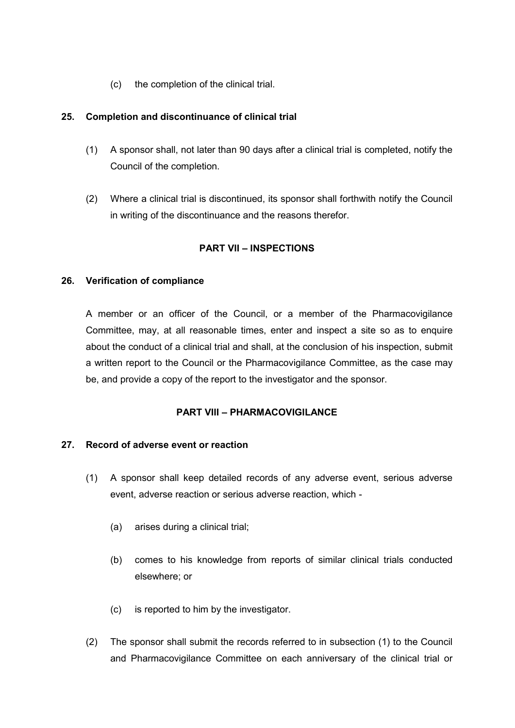(c) the completion of the clinical trial.

### 25. Completion and discontinuance of clinical trial

(1) A sponsor shall, not later than 90 days after a clinical trial is completed, notify the Council of the completion.

(2) Where a clinical trial is discontinued, its sponsor shall forthwith notify the Council in writing of the discontinuance and the reasons therefor.

## PART VII – INSPECTIONS

### 26. Verification of compliance

A member or an officer of the Council, or a member of the Pharmacovigilance Committee, may, at all reasonable times, enter and inspect a site so as to enquire about the conduct of a clinical trial and shall, at the conclusion of his inspection, submit a written report to the Council or the Pharmacovigilance Committee, as the case may be, and provide a copy of the report to the investigator and the sponsor.

## PART VIII – PHARMACOVIGILANCE

### 27. Record of adverse event or reaction

(1) A sponsor shall keep detailed records of any adverse event, serious adverse event, adverse reaction or serious adverse reaction, which -

(a) arises during a clinical trial;

(b) comes to his knowledge from reports of similar clinical trials conducted elsewhere; or

(c) is reported to him by the investigator.

(2) The sponsor shall submit the records referred to in subsection (1) to the Council and Pharmacovigilance Committee on each anniversary of the clinical trial or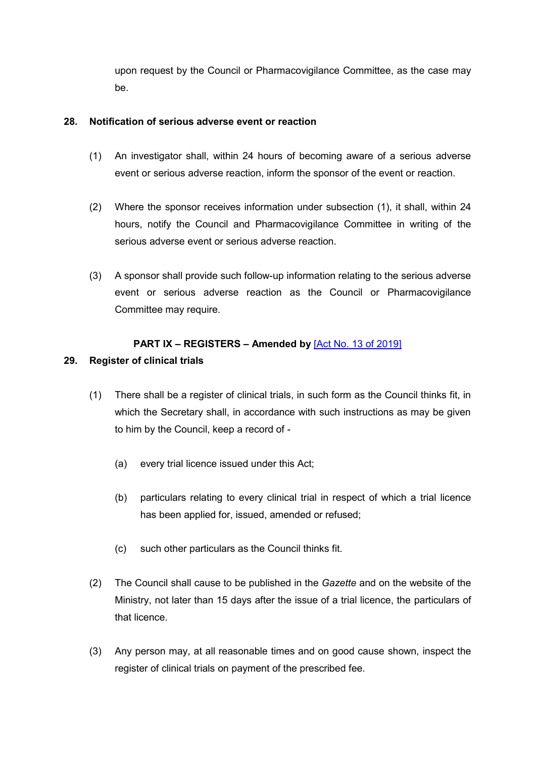upon request by the Council or Pharmacovigilance Committee, as the case may be.

**28. Notification of serious adverse event or reaction**

(1) An investigator shall, within 24 hours of becoming aware of a serious adverse event or serious adverse reaction, inform the sponsor of the event or reaction.

(2) Where the sponsor receives information under subsection (1), it shall, within 24 hours, notify the Council and Pharmacovigilance Committee in writing of the serious adverse event or serious adverse reaction.

(3) A sponsor shall provide such follow-up information relating to the serious adverse event or serious adverse reaction as the Council or Pharmacovigilance Committee may require.

**PART IX – REGISTERS – Amended by** [Act No. 13 of 2019]

**29. Register of clinical trials**

(1) There shall be a register of clinical trials, in such form as the Council thinks fit, in which the Secretary shall, in accordance with such instructions as may be given to him by the Council, keep a record of -

(a) every trial licence issued under this Act;

(b) particulars relating to every clinical trial in respect of which a trial licence has been applied for, issued, amended or refused;

(c) such other particulars as the Council thinks fit.

(2) The Council shall cause to be published in the *Gazette* and on the website of the Ministry, not later than 15 days after the issue of a trial licence, the particulars of that licence.

(3) Any person may, at all reasonable times and on good cause shown, inspect the register of clinical trials on payment of the prescribed fee.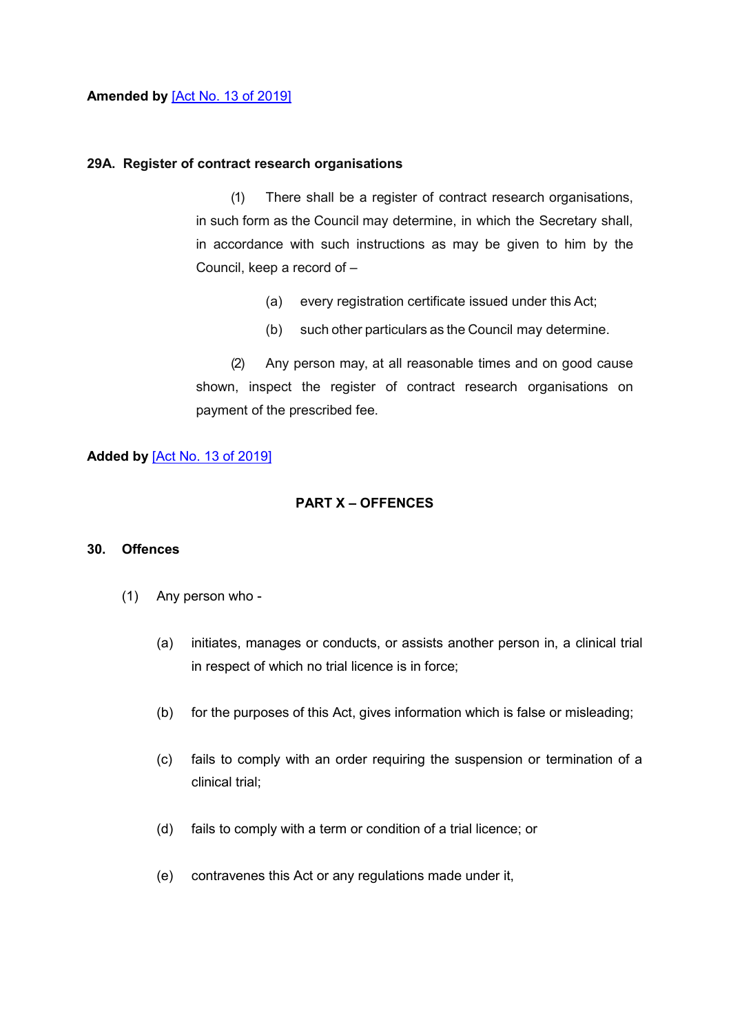**Amended by** [Act No. 13 of 2019]

**29A. Register of contract research organisations**

(1) There shall be a register of contract research organisations, in such form as the Council may determine, in which the Secretary shall, in accordance with such instructions as may be given to him by the Council, keep a record of –

(a) every registration certificate issued under this Act;

(b) such other particulars as the Council may determine.

(2) Any person may, at all reasonable times and on good cause shown, inspect the register of contract research organisations on payment of the prescribed fee.

**Added by** [Act No. 13 of 2019]

## PART X – OFFENCES

**30. Offences**

(1) Any person who -

(a) initiates, manages or conducts, or assists another person in, a clinical trial in respect of which no trial licence is in force;

(b) for the purposes of this Act, gives information which is false or misleading;

(c) fails to comply with an order requiring the suspension or termination of a clinical trial;

(d) fails to comply with a term or condition of a trial licence; or

(e) contravenes this Act or any regulations made under it,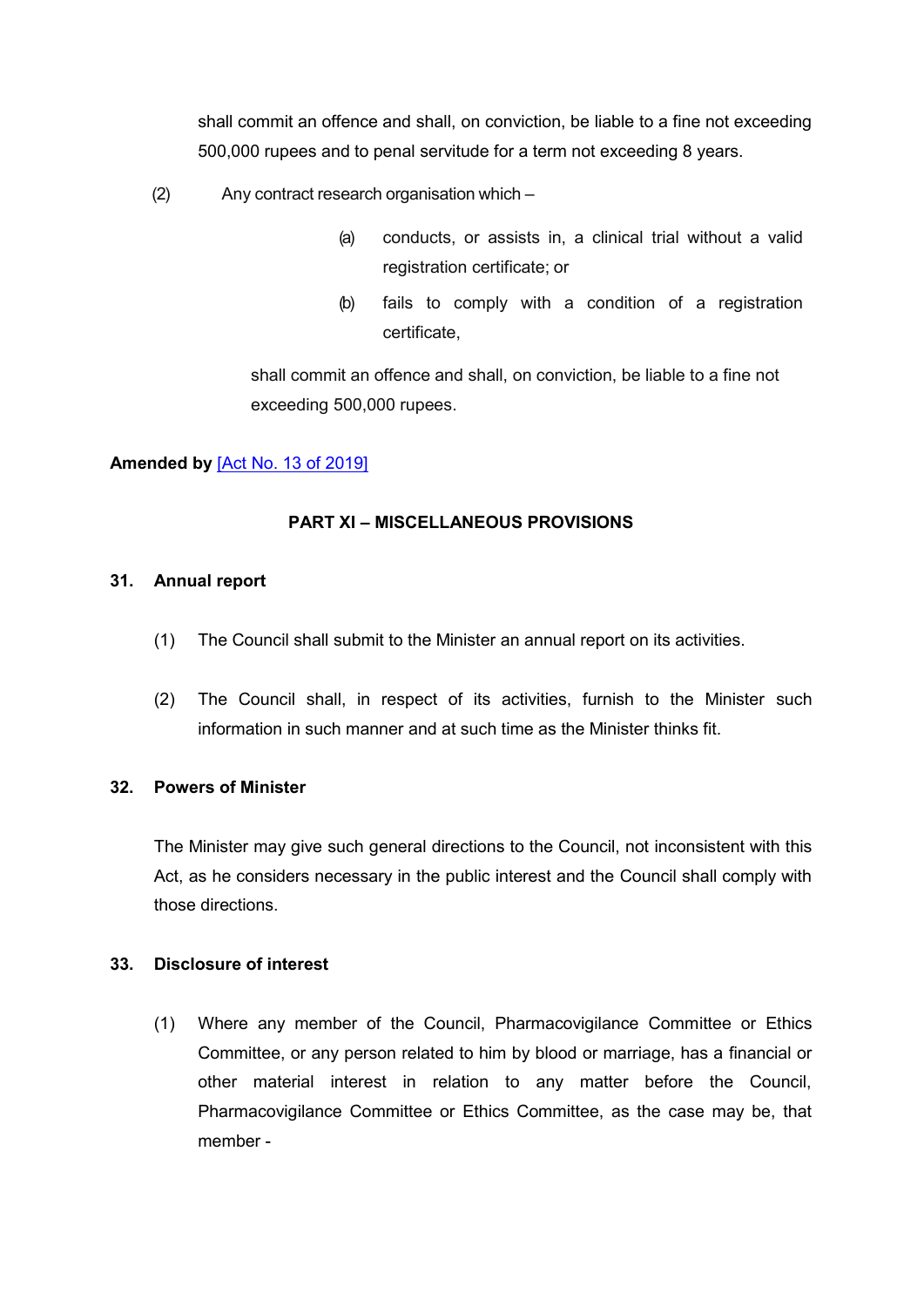shall commit an offence and shall, on conviction, be liable to a fine not exceeding 500,000 rupees and to penal servitude for a term not exceeding 8 years.

(2) Any contract research organisation which –

(a) conducts, or assists in, a clinical trial without a valid registration certificate; or

(b) fails to comply with a condition of a registration certificate,

shall commit an offence and shall, on conviction, be liable to a fine not exceeding 500,000 rupees.

**Amended by** [Act No. 13 of 2019]

## PART XI – MISCELLANEOUS PROVISIONS

### 31. Annual report

(1) The Council shall submit to the Minister an annual report on its activities.

(2) The Council shall, in respect of its activities, furnish to the Minister such information in such manner and at such time as the Minister thinks fit.

### 32. Powers of Minister

The Minister may give such general directions to the Council, not inconsistent with this Act, as he considers necessary in the public interest and the Council shall comply with those directions.

### 33. Disclosure of interest

(1) Where any member of the Council, Pharmacovigilance Committee or Ethics Committee, or any person related to him by blood or marriage, has a financial or other material interest in relation to any matter before the Council, Pharmacovigilance Committee or Ethics Committee, as the case may be, that member -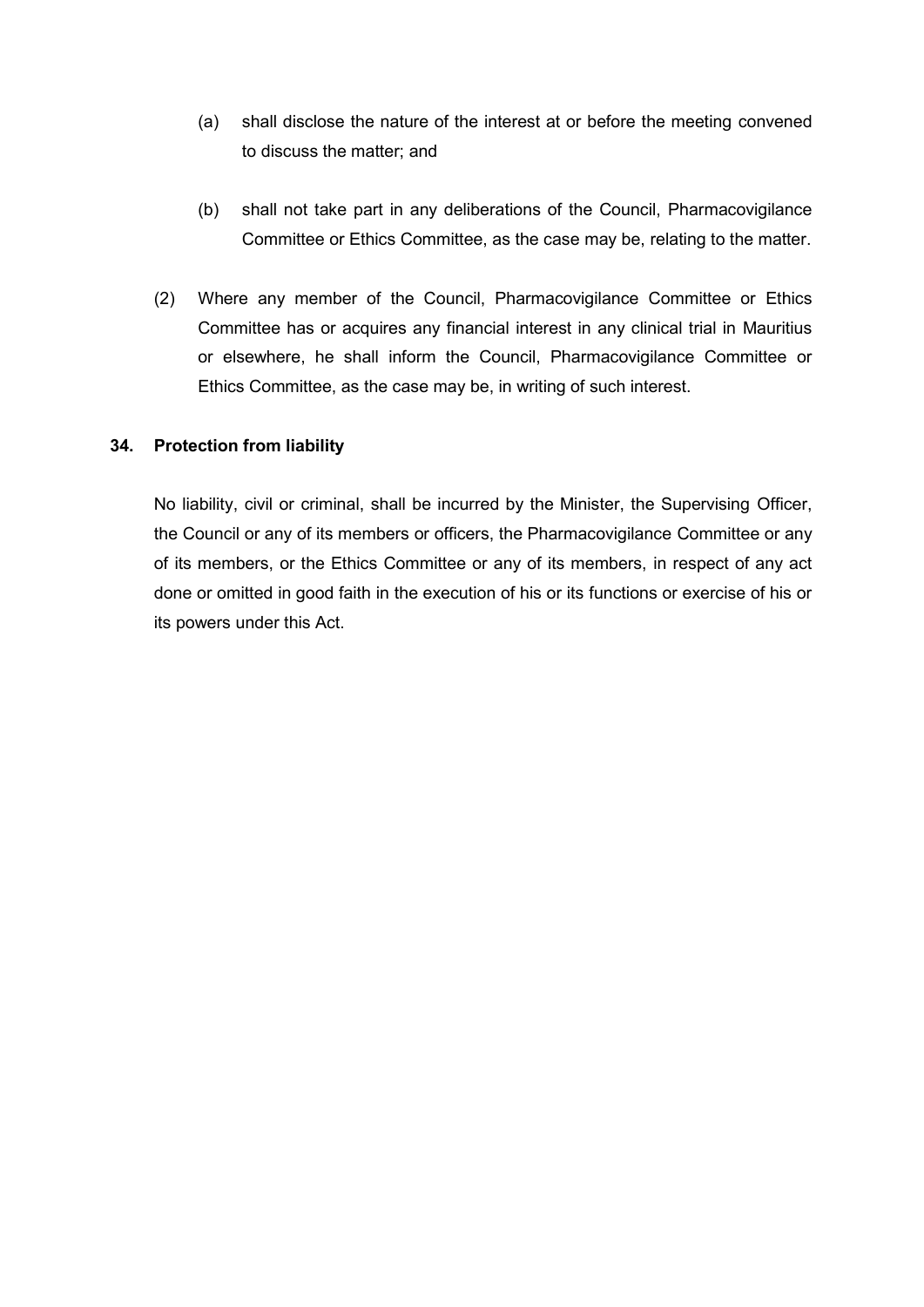(a) shall disclose the nature of the interest at or before the meeting convened to discuss the matter; and

(b) shall not take part in any deliberations of the Council, Pharmacovigilance Committee or Ethics Committee, as the case may be, relating to the matter.

(2) Where any member of the Council, Pharmacovigilance Committee or Ethics Committee has or acquires any financial interest in any clinical trial in Mauritius or elsewhere, he shall inform the Council, Pharmacovigilance Committee or Ethics Committee, as the case may be, in writing of such interest.

**34. Protection from liability**

No liability, civil or criminal, shall be incurred by the Minister, the Supervising Officer, the Council or any of its members or officers, the Pharmacovigilance Committee or any of its members, or the Ethics Committee or any of its members, in respect of any act done or omitted in good faith in the execution of his or its functions or exercise of his or its powers under this Act.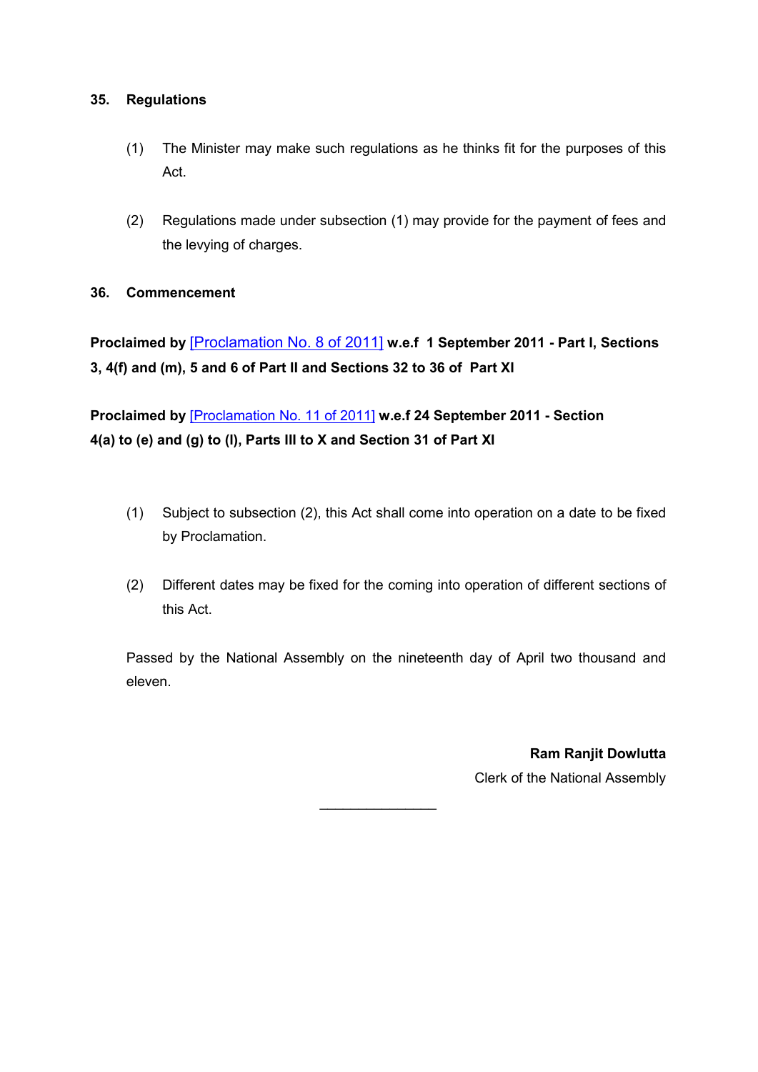**35. Regulations**

(1) The Minister may make such regulations as he thinks fit for the purposes of this Act.

(2) Regulations made under subsection (1) may provide for the payment of fees and the levying of charges.

**36. Commencement**

**Proclaimed by** [Proclamation No. 8 of 2011] **w.e.f 1 September 2011 - Part I, Sections 3, 4(f) and (m), 5 and 6 of Part II and Sections 32 to 36 of Part XI**

**Proclaimed by** [Proclamation No. 11 of 2011] **w.e.f 24 September 2011 - Section 4(a) to (e) and (g) to (l), Parts III to X and Section 31 of Part XI**

(1) Subject to subsection (2), this Act shall come into operation on a date to be fixed by Proclamation.

(2) Different dates may be fixed for the coming into operation of different sections of this Act.

Passed by the National Assembly on the nineteenth day of April two thousand and eleven.

**Ram Ranjit Dowlutta**
Clerk of the National Assembly

---